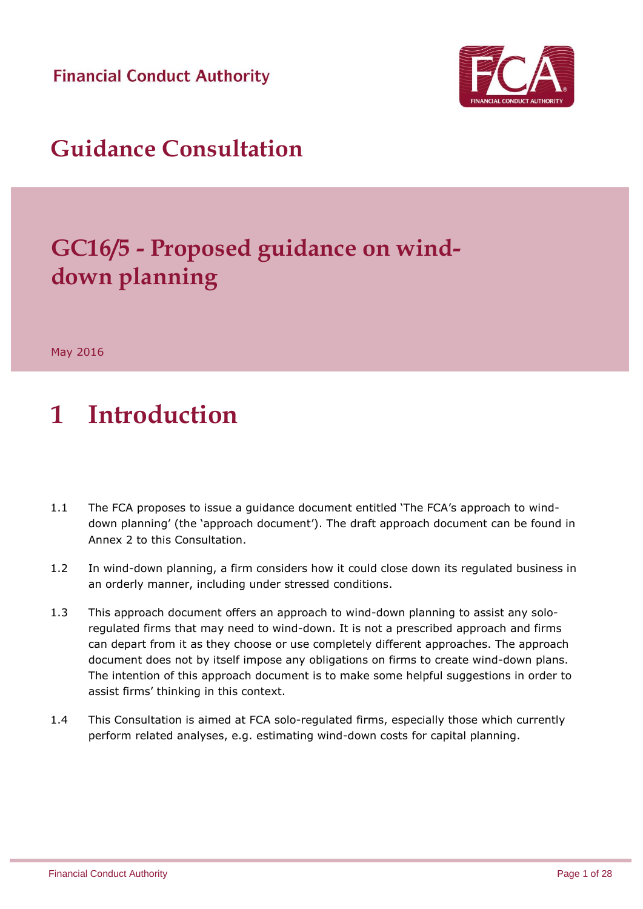Financial Conduct Authority

# Guidance Consultation

## GC16/5 - Proposed guidance on wind-down planning

May 2016

# 1 Introduction

1.1 The FCA proposes to issue a guidance document entitled 'The FCA's approach to wind-down planning' (the 'approach document'). The draft approach document can be found in Annex 2 to this Consultation.

1.2 In wind-down planning, a firm considers how it could close down its regulated business in an orderly manner, including under stressed conditions.

1.3 This approach document offers an approach to wind-down planning to assist any solo-regulated firms that may need to wind-down. It is not a prescribed approach and firms can depart from it as they choose or use completely different approaches. The approach document does not by itself impose any obligations on firms to create wind-down plans. The intention of this approach document is to make some helpful suggestions in order to assist firms' thinking in this context.

1.4 This Consultation is aimed at FCA solo-regulated firms, especially those which currently perform related analyses, e.g. estimating wind-down costs for capital planning.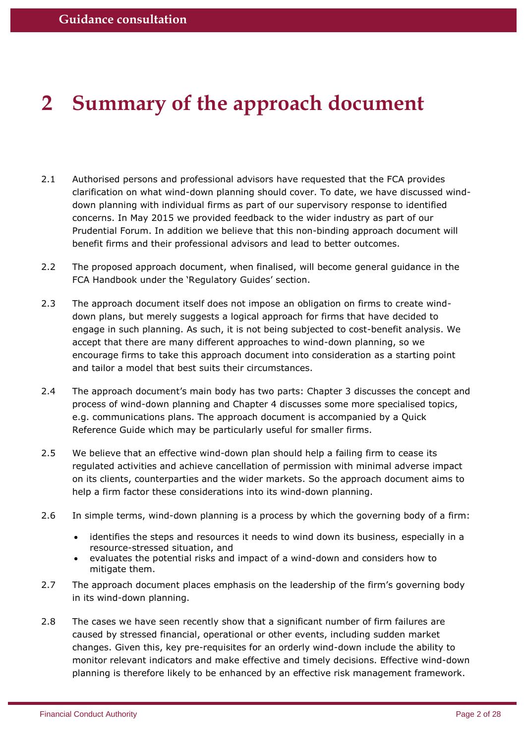# 2 Summary of the approach document

2.1 Authorised persons and professional advisors have requested that the FCA provides clarification on what wind-down planning should cover. To date, we have discussed wind-down planning with individual firms as part of our supervisory response to identified concerns. In May 2015 we provided feedback to the wider industry as part of our Prudential Forum. In addition we believe that this non-binding approach document will benefit firms and their professional advisors and lead to better outcomes.

2.2 The proposed approach document, when finalised, will become general guidance in the FCA Handbook under the 'Regulatory Guides' section.

2.3 The approach document itself does not impose an obligation on firms to create wind-down plans, but merely suggests a logical approach for firms that have decided to engage in such planning. As such, it is not being subjected to cost-benefit analysis. We accept that there are many different approaches to wind-down planning, so we encourage firms to take this approach document into consideration as a starting point and tailor a model that best suits their circumstances.

2.4 The approach document's main body has two parts: Chapter 3 discusses the concept and process of wind-down planning and Chapter 4 discusses some more specialised topics, e.g. communications plans. The approach document is accompanied by a Quick Reference Guide which may be particularly useful for smaller firms.

2.5 We believe that an effective wind-down plan should help a failing firm to cease its regulated activities and achieve cancellation of permission with minimal adverse impact on its clients, counterparties and the wider markets. So the approach document aims to help a firm factor these considerations into its wind-down planning.

2.6 In simple terms, wind-down planning is a process by which the governing body of a firm:

- identifies the steps and resources it needs to wind down its business, especially in a resource-stressed situation, and
- evaluates the potential risks and impact of a wind-down and considers how to mitigate them.

2.7 The approach document places emphasis on the leadership of the firm's governing body in its wind-down planning.

2.8 The cases we have seen recently show that a significant number of firm failures are caused by stressed financial, operational or other events, including sudden market changes. Given this, key pre-requisites for an orderly wind-down include the ability to monitor relevant indicators and make effective and timely decisions. Effective wind-down planning is therefore likely to be enhanced by an effective risk management framework.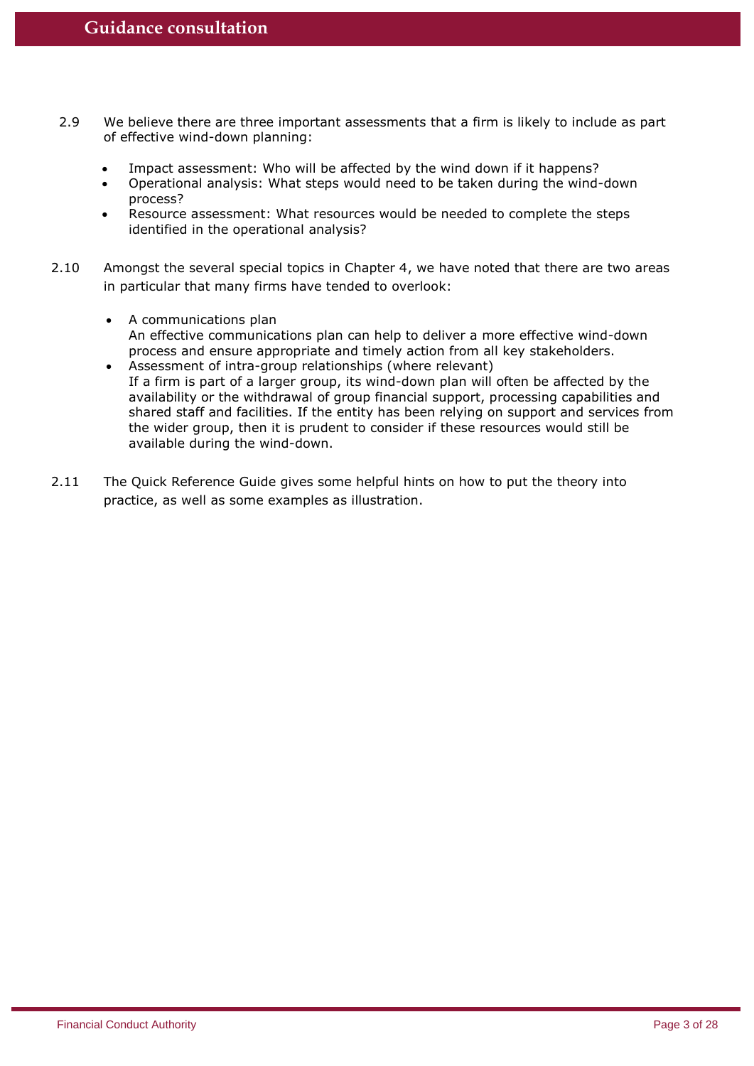2.9 We believe there are three important assessments that a firm is likely to include as part of effective wind-down planning:

- Impact assessment: Who will be affected by the wind down if it happens?
- Operational analysis: What steps would need to be taken during the wind-down process?
- Resource assessment: What resources would be needed to complete the steps identified in the operational analysis?

2.10 Amongst the several special topics in Chapter 4, we have noted that there are two areas in particular that many firms have tended to overlook:

- A communications plan
  An effective communications plan can help to deliver a more effective wind-down process and ensure appropriate and timely action from all key stakeholders.
- Assessment of intra-group relationships (where relevant)
  If a firm is part of a larger group, its wind-down plan will often be affected by the availability or the withdrawal of group financial support, processing capabilities and shared staff and facilities. If the entity has been relying on support and services from the wider group, then it is prudent to consider if these resources would still be available during the wind-down.

2.11 The Quick Reference Guide gives some helpful hints on how to put the theory into practice, as well as some examples as illustration.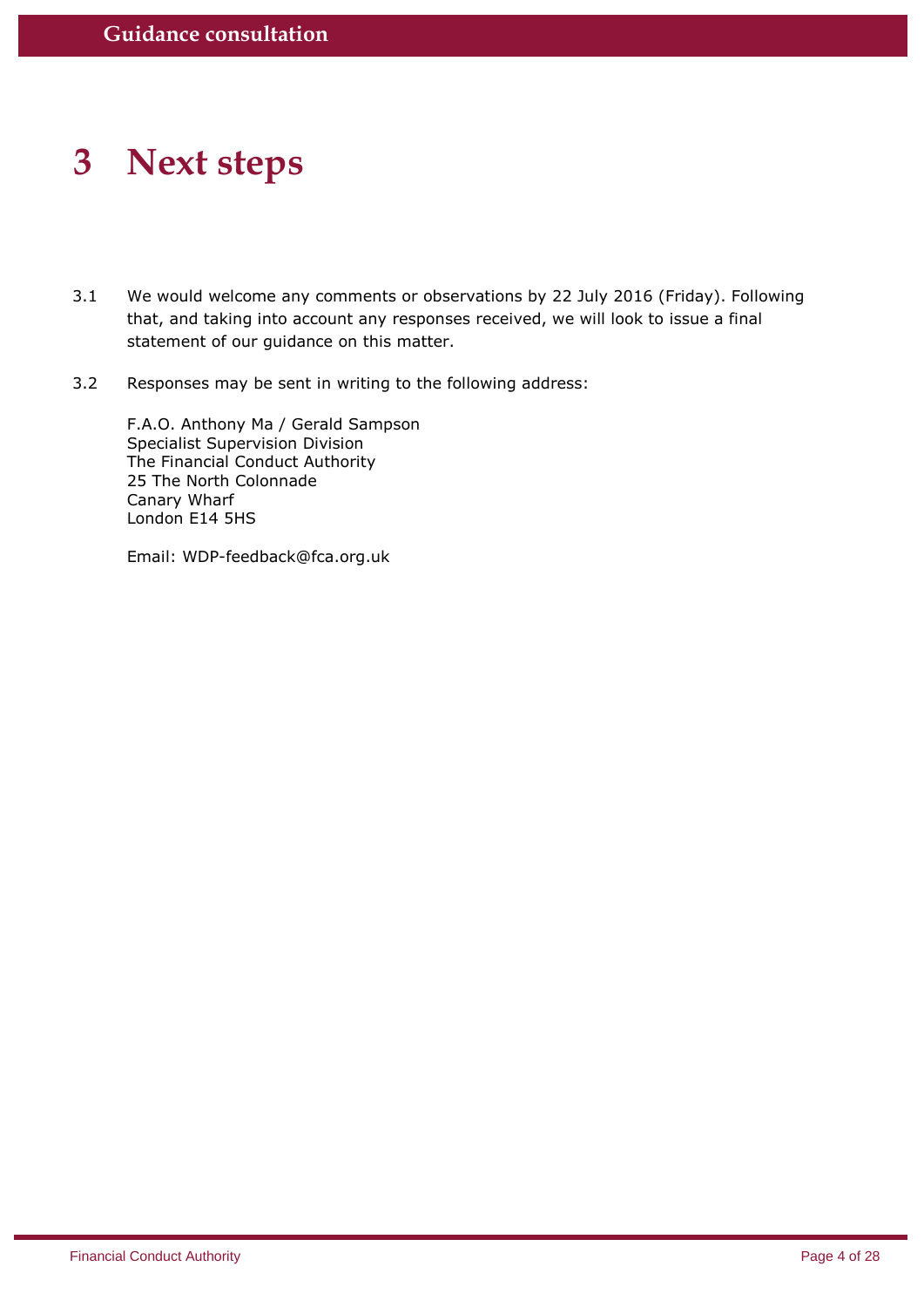# 3 Next steps

3.1 We would welcome any comments or observations by 22 July 2016 (Friday). Following that, and taking into account any responses received, we will look to issue a final statement of our guidance on this matter.

3.2 Responses may be sent in writing to the following address:

F.A.O. Anthony Ma / Gerald Sampson
Specialist Supervision Division
The Financial Conduct Authority
25 The North Colonnade
Canary Wharf
London E14 5HS

Email: WDP-feedback@fca.org.uk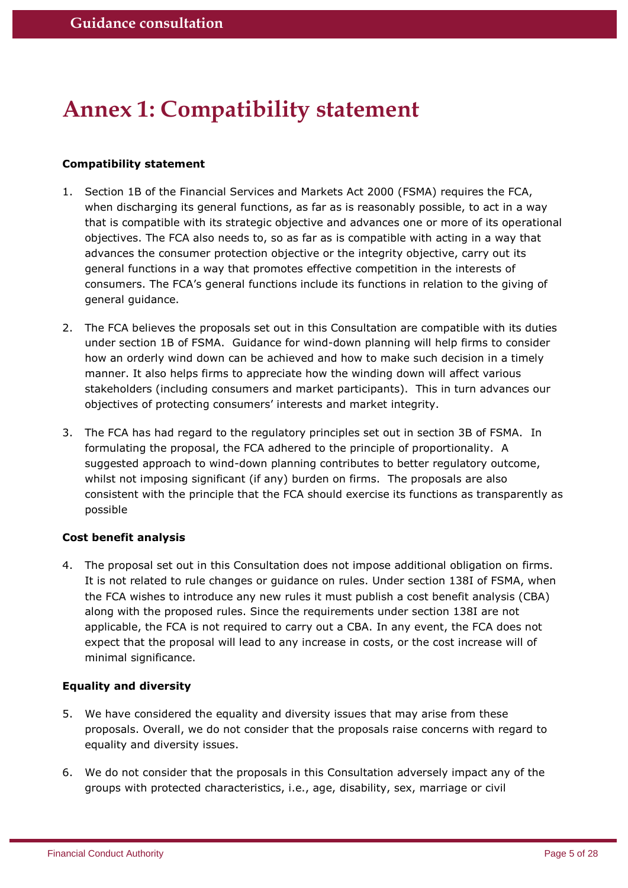# Annex 1: Compatibility statement

**Compatibility statement**

1. Section 1B of the Financial Services and Markets Act 2000 (FSMA) requires the FCA, when discharging its general functions, as far as is reasonably possible, to act in a way that is compatible with its strategic objective and advances one or more of its operational objectives. The FCA also needs to, so as far as is compatible with acting in a way that advances the consumer protection objective or the integrity objective, carry out its general functions in a way that promotes effective competition in the interests of consumers. The FCA's general functions include its functions in relation to the giving of general guidance.

2. The FCA believes the proposals set out in this Consultation are compatible with its duties under section 1B of FSMA. Guidance for wind-down planning will help firms to consider how an orderly wind down can be achieved and how to make such decision in a timely manner. It also helps firms to appreciate how the winding down will affect various stakeholders (including consumers and market participants). This in turn advances our objectives of protecting consumers' interests and market integrity.

3. The FCA has had regard to the regulatory principles set out in section 3B of FSMA. In formulating the proposal, the FCA adhered to the principle of proportionality. A suggested approach to wind-down planning contributes to better regulatory outcome, whilst not imposing significant (if any) burden on firms. The proposals are also consistent with the principle that the FCA should exercise its functions as transparently as possible

**Cost benefit analysis**

4. The proposal set out in this Consultation does not impose additional obligation on firms. It is not related to rule changes or guidance on rules. Under section 138I of FSMA, when the FCA wishes to introduce any new rules it must publish a cost benefit analysis (CBA) along with the proposed rules. Since the requirements under section 138I are not applicable, the FCA is not required to carry out a CBA. In any event, the FCA does not expect that the proposal will lead to any increase in costs, or the cost increase will of minimal significance.

**Equality and diversity**

5. We have considered the equality and diversity issues that may arise from these proposals. Overall, we do not consider that the proposals raise concerns with regard to equality and diversity issues.

6. We do not consider that the proposals in this Consultation adversely impact any of the groups with protected characteristics, i.e., age, disability, sex, marriage or civil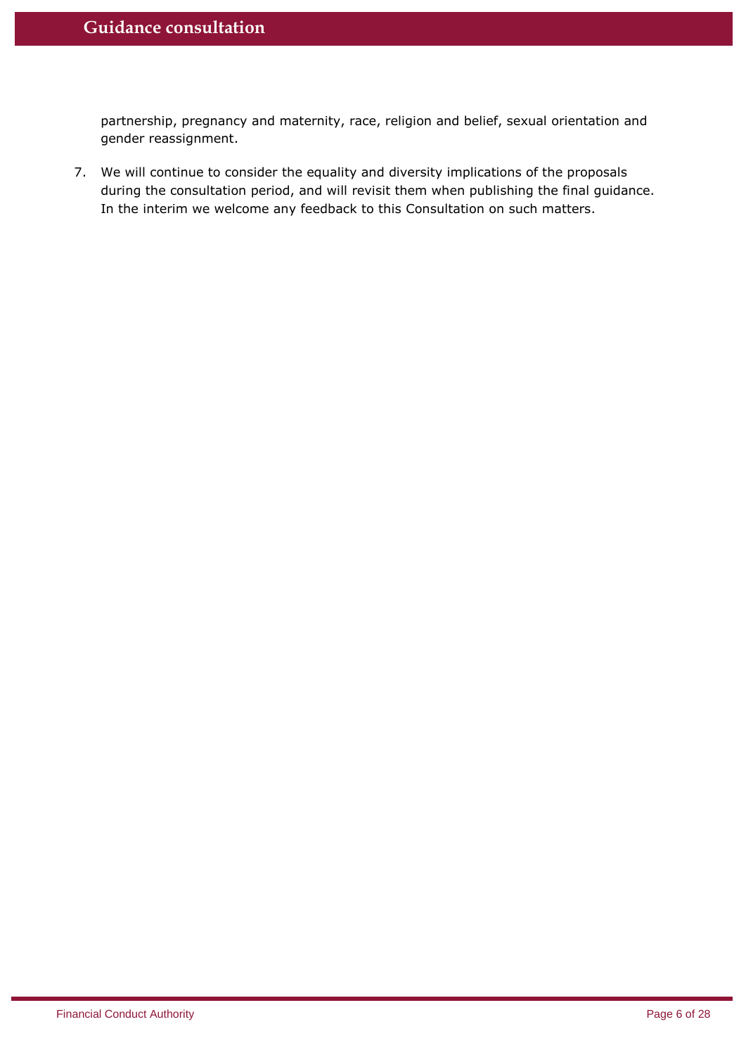partnership, pregnancy and maternity, race, religion and belief, sexual orientation and gender reassignment.

7. We will continue to consider the equality and diversity implications of the proposals during the consultation period, and will revisit them when publishing the final guidance. In the interim we welcome any feedback to this Consultation on such matters.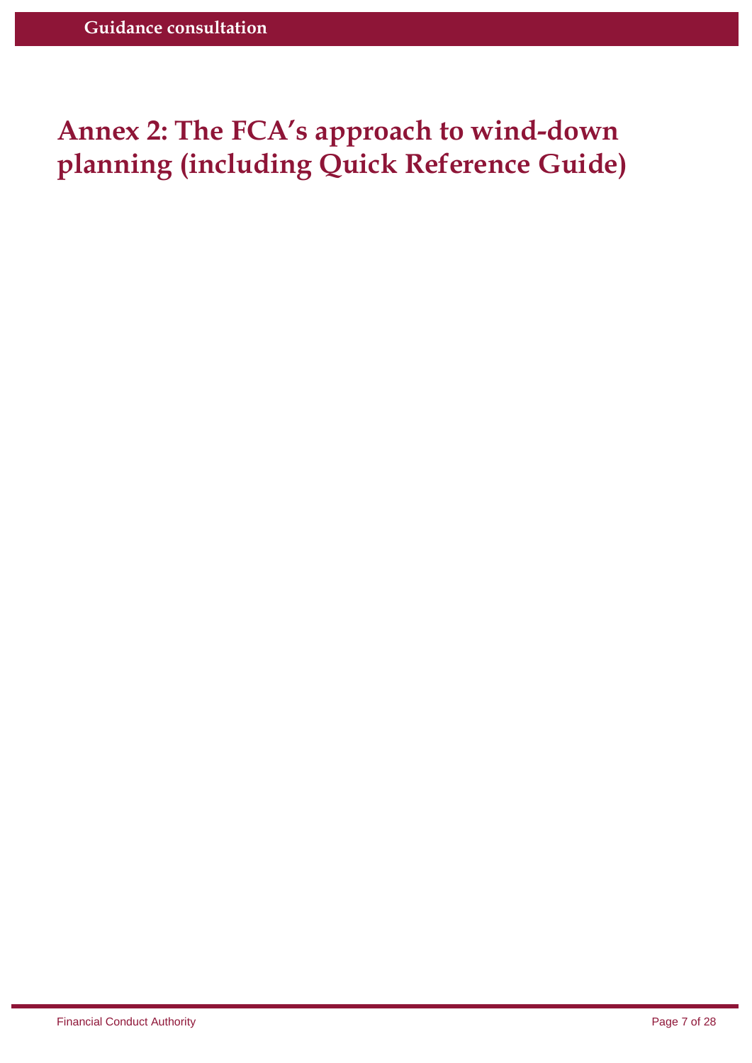# Annex 2: The FCA's approach to wind-down planning (including Quick Reference Guide)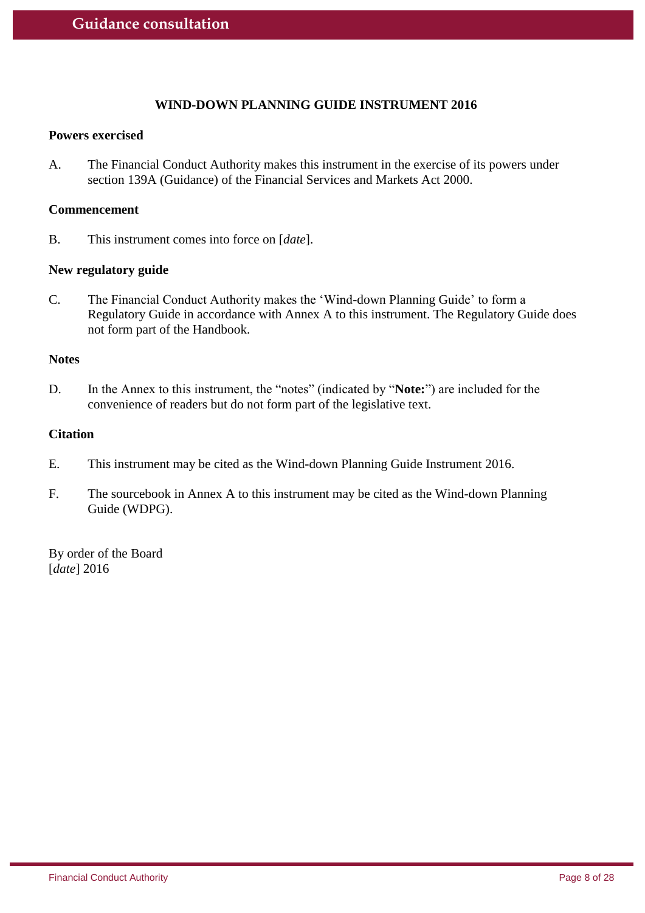## WIND-DOWN PLANNING GUIDE INSTRUMENT 2016

### Powers exercised

A. The Financial Conduct Authority makes this instrument in the exercise of its powers under section 139A (Guidance) of the Financial Services and Markets Act 2000.

### Commencement

B. This instrument comes into force on [*date*].

### New regulatory guide

C. The Financial Conduct Authority makes the 'Wind-down Planning Guide' to form a Regulatory Guide in accordance with Annex A to this instrument. The Regulatory Guide does not form part of the Handbook.

### Notes

D. In the Annex to this instrument, the "notes" (indicated by "**Note:**") are included for the convenience of readers but do not form part of the legislative text.

### Citation

E. This instrument may be cited as the Wind-down Planning Guide Instrument 2016.

F. The sourcebook in Annex A to this instrument may be cited as the Wind-down Planning Guide (WDPG).

By order of the Board
[*date*] 2016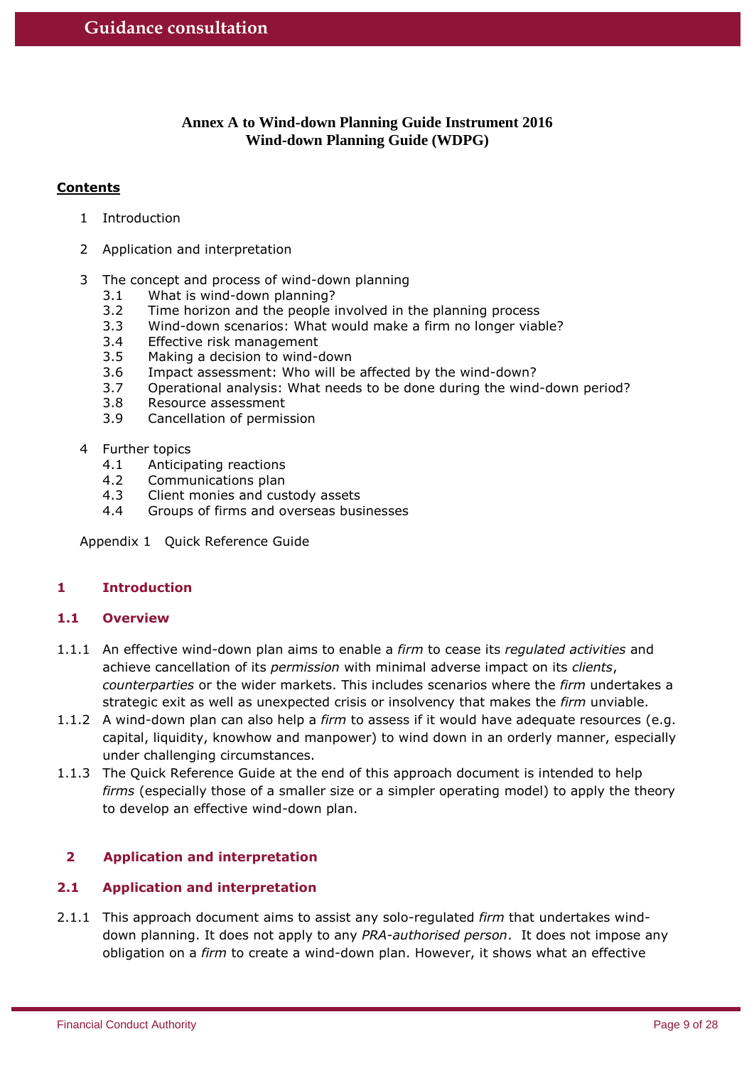**Annex A to Wind-down Planning Guide Instrument 2016**
**Wind-down Planning Guide (WDPG)**

**Contents**

1 Introduction

2 Application and interpretation

3 The concept and process of wind-down planning
   - 3.1 What is wind-down planning?
   - 3.2 Time horizon and the people involved in the planning process
   - 3.3 Wind-down scenarios: What would make a firm no longer viable?
   - 3.4 Effective risk management
   - 3.5 Making a decision to wind-down
   - 3.6 Impact assessment: Who will be affected by the wind-down?
   - 3.7 Operational analysis: What needs to be done during the wind-down period?
   - 3.8 Resource assessment
   - 3.9 Cancellation of permission

4 Further topics
   - 4.1 Anticipating reactions
   - 4.2 Communications plan
   - 4.3 Client monies and custody assets
   - 4.4 Groups of firms and overseas businesses

Appendix 1 Quick Reference Guide

## 1 Introduction

### 1.1 Overview

1.1.1 An effective wind-down plan aims to enable a *firm* to cease its *regulated activities* and achieve cancellation of its *permission* with minimal adverse impact on its *clients*, *counterparties* or the wider markets. This includes scenarios where the *firm* undertakes a strategic exit as well as unexpected crisis or insolvency that makes the *firm* unviable.

1.1.2 A wind-down plan can also help a *firm* to assess if it would have adequate resources (e.g. capital, liquidity, knowhow and manpower) to wind down in an orderly manner, especially under challenging circumstances.

1.1.3 The Quick Reference Guide at the end of this approach document is intended to help *firms* (especially those of a smaller size or a simpler operating model) to apply the theory to develop an effective wind-down plan.

## 2 Application and interpretation

### 2.1 Application and interpretation

2.1.1 This approach document aims to assist any solo-regulated *firm* that undertakes wind-down planning. It does not apply to any *PRA-authorised person*. It does not impose any obligation on a *firm* to create a wind-down plan. However, it shows what an effective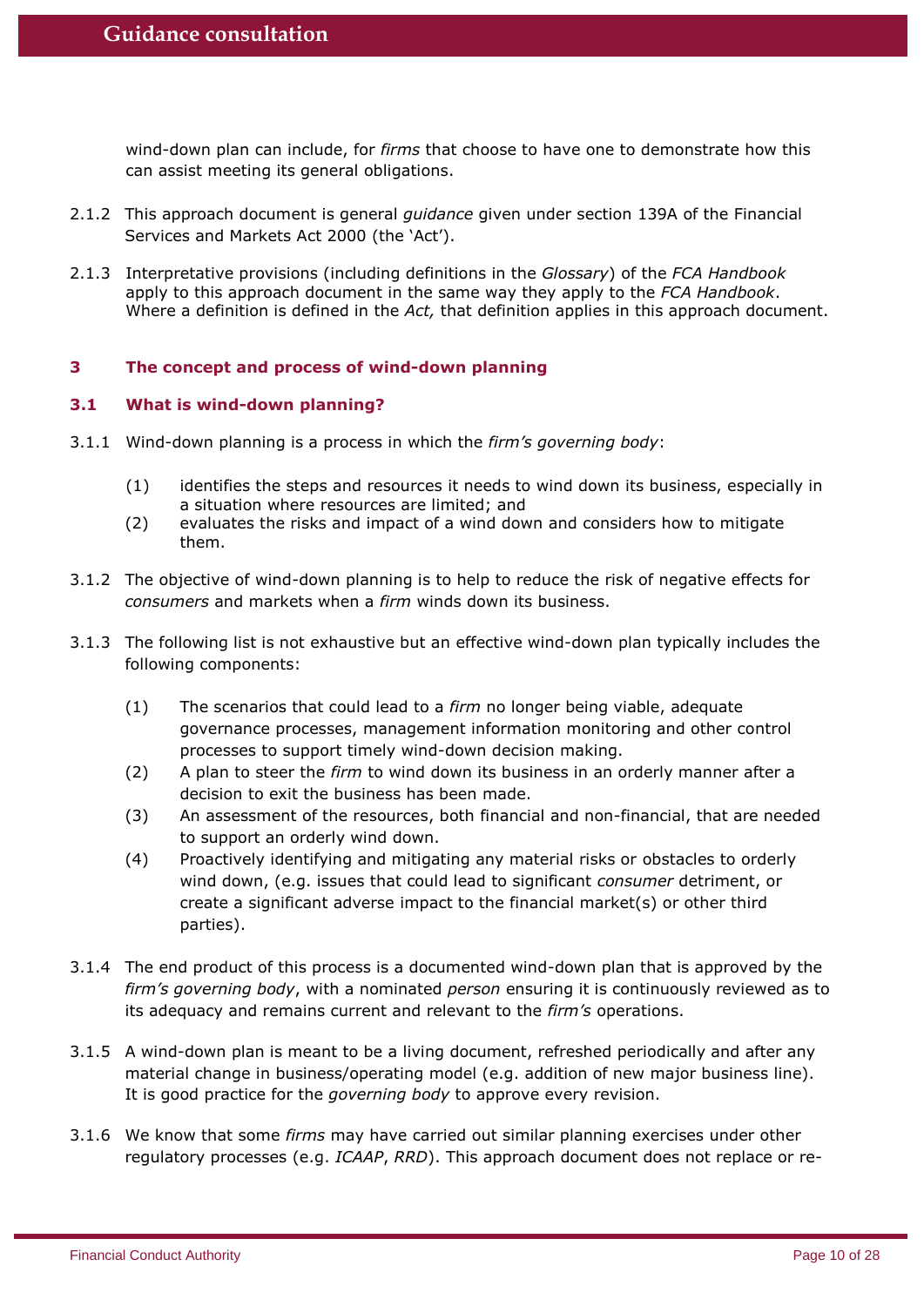wind-down plan can include, for *firms* that choose to have one to demonstrate how this can assist meeting its general obligations.

2.1.2 This approach document is general *guidance* given under section 139A of the Financial Services and Markets Act 2000 (the 'Act').

2.1.3 Interpretative provisions (including definitions in the *Glossary*) of the *FCA Handbook* apply to this approach document in the same way they apply to the *FCA Handbook*. Where a definition is defined in the *Act,* that definition applies in this approach document.

## 3 The concept and process of wind-down planning

### 3.1 What is wind-down planning?

3.1.1 Wind-down planning is a process in which the *firm's governing body*:

(1) identifies the steps and resources it needs to wind down its business, especially in a situation where resources are limited; and
(2) evaluates the risks and impact of a wind down and considers how to mitigate them.

3.1.2 The objective of wind-down planning is to help to reduce the risk of negative effects for *consumers* and markets when a *firm* winds down its business.

3.1.3 The following list is not exhaustive but an effective wind-down plan typically includes the following components:

(1) The scenarios that could lead to a *firm* no longer being viable, adequate governance processes, management information monitoring and other control processes to support timely wind-down decision making.
(2) A plan to steer the *firm* to wind down its business in an orderly manner after a decision to exit the business has been made.
(3) An assessment of the resources, both financial and non-financial, that are needed to support an orderly wind down.
(4) Proactively identifying and mitigating any material risks or obstacles to orderly wind down, (e.g. issues that could lead to significant *consumer* detriment, or create a significant adverse impact to the financial market(s) or other third parties).

3.1.4 The end product of this process is a documented wind-down plan that is approved by the *firm's governing body*, with a nominated *person* ensuring it is continuously reviewed as to its adequacy and remains current and relevant to the *firm's* operations.

3.1.5 A wind-down plan is meant to be a living document, refreshed periodically and after any material change in business/operating model (e.g. addition of new major business line). It is good practice for the *governing body* to approve every revision.

3.1.6 We know that some *firms* may have carried out similar planning exercises under other regulatory processes (e.g. *ICAAP*, *RRD*). This approach document does not replace or re-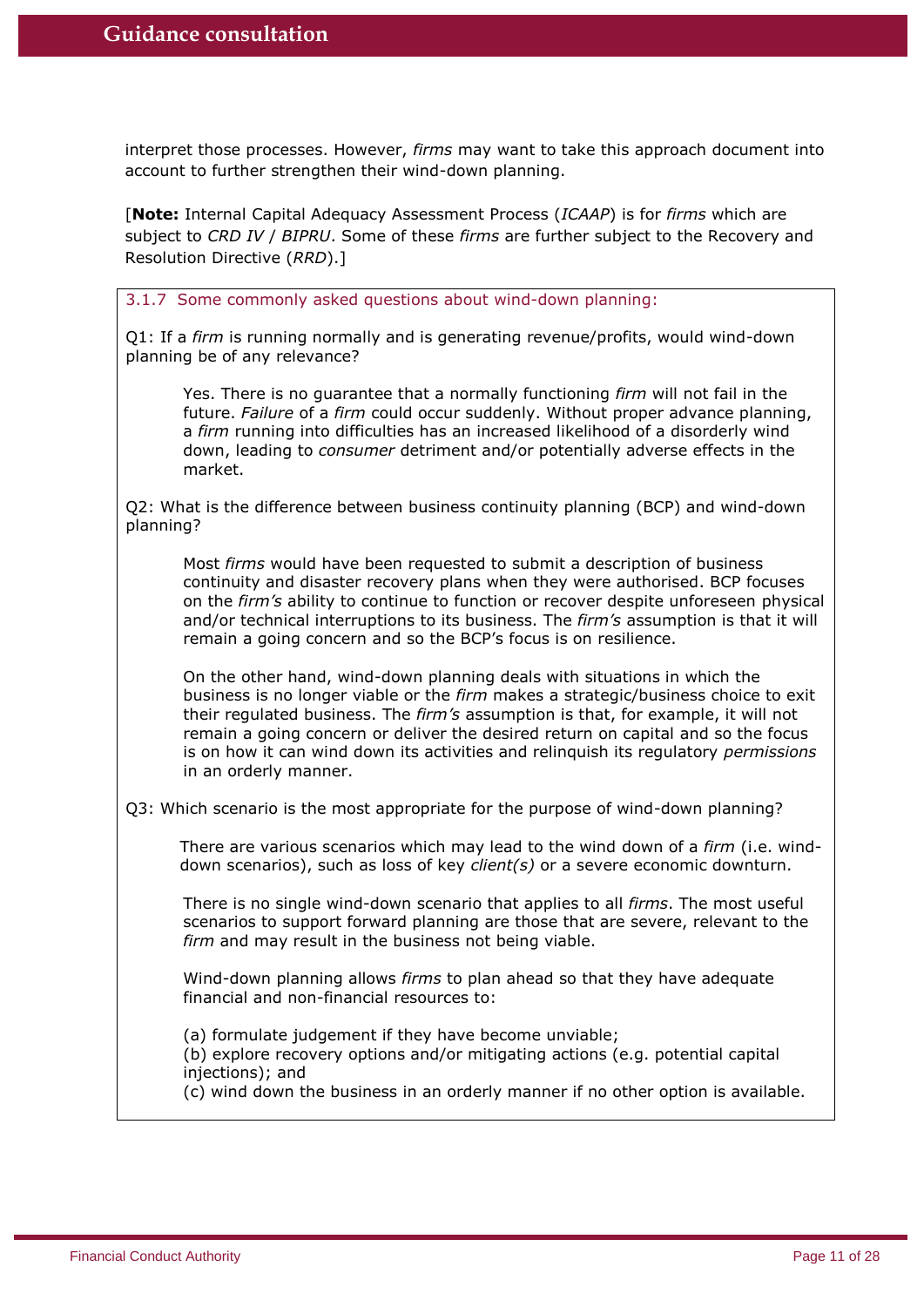interpret those processes. However, *firms* may want to take this approach document into account to further strengthen their wind-down planning.

[**Note:** Internal Capital Adequacy Assessment Process (*ICAAP*) is for *firms* which are subject to *CRD IV* / *BIPRU*. Some of these *firms* are further subject to the Recovery and Resolution Directive (*RRD*).]

### 3.1.7 Some commonly asked questions about wind-down planning:

Q1: If a *firm* is running normally and is generating revenue/profits, would wind-down planning be of any relevance?

> Yes. There is no guarantee that a normally functioning *firm* will not fail in the future. *Failure* of a *firm* could occur suddenly. Without proper advance planning, a *firm* running into difficulties has an increased likelihood of a disorderly wind down, leading to *consumer* detriment and/or potentially adverse effects in the market.

Q2: What is the difference between business continuity planning (BCP) and wind-down planning?

> Most *firms* would have been requested to submit a description of business continuity and disaster recovery plans when they were authorised. BCP focuses on the *firm's* ability to continue to function or recover despite unforeseen physical and/or technical interruptions to its business. The *firm's* assumption is that it will remain a going concern and so the BCP's focus is on resilience.
>
> On the other hand, wind-down planning deals with situations in which the business is no longer viable or the *firm* makes a strategic/business choice to exit their regulated business. The *firm's* assumption is that, for example, it will not remain a going concern or deliver the desired return on capital and so the focus is on how it can wind down its activities and relinquish its regulatory *permissions* in an orderly manner.

Q3: Which scenario is the most appropriate for the purpose of wind-down planning?

> There are various scenarios which may lead to the wind down of a *firm* (i.e. wind-down scenarios), such as loss of key *client(s)* or a severe economic downturn.
>
> There is no single wind-down scenario that applies to all *firms*. The most useful scenarios to support forward planning are those that are severe, relevant to the *firm* and may result in the business not being viable.
>
> Wind-down planning allows *firms* to plan ahead so that they have adequate financial and non-financial resources to:
>
> (a) formulate judgement if they have become unviable;
> (b) explore recovery options and/or mitigating actions (e.g. potential capital injections); and
> (c) wind down the business in an orderly manner if no other option is available.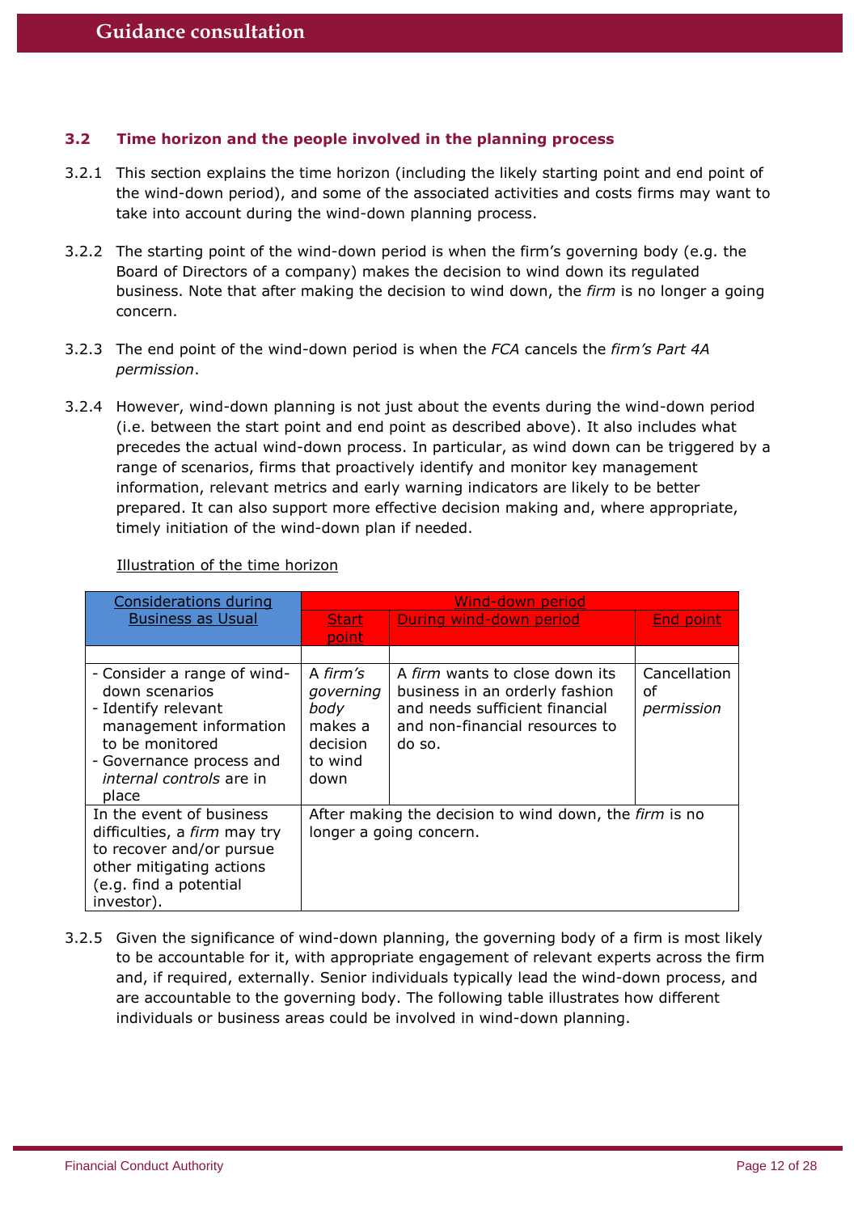### 3.2 Time horizon and the people involved in the planning process

3.2.1 This section explains the time horizon (including the likely starting point and end point of the wind-down period), and some of the associated activities and costs firms may want to take into account during the wind-down planning process.

3.2.2 The starting point of the wind-down period is when the firm's governing body (e.g. the Board of Directors of a company) makes the decision to wind down its regulated business. Note that after making the decision to wind down, the *firm* is no longer a going concern.

3.2.3 The end point of the wind-down period is when the *FCA* cancels the *firm's Part 4A permission*.

3.2.4 However, wind-down planning is not just about the events during the wind-down period (i.e. between the start point and end point as described above). It also includes what precedes the actual wind-down process. In particular, as wind down can be triggered by a range of scenarios, firms that proactively identify and monitor key management information, relevant metrics and early warning indicators are likely to be better prepared. It can also support more effective decision making and, where appropriate, timely initiation of the wind-down plan if needed.

Illustration of the time horizon

| Considerations during Business as Usual | Wind-down period | | |
|---|---|---|---|
| | Start point | During wind-down period | End point |
| | | | |
| - Consider a range of wind-down scenarios<br>- Identify relevant management information to be monitored<br>- Governance process and *internal controls* are in place | A *firm's governing body* makes a decision to wind down | A *firm* wants to close down its business in an orderly fashion and needs sufficient financial and non-financial resources to do so. | Cancellation of *permission* |
| In the event of business difficulties, a *firm* may try to recover and/or pursue other mitigating actions (e.g. find a potential investor). | After making the decision to wind down, the *firm* is no longer a going concern. | | |

3.2.5 Given the significance of wind-down planning, the governing body of a firm is most likely to be accountable for it, with appropriate engagement of relevant experts across the firm and, if required, externally. Senior individuals typically lead the wind-down process, and are accountable to the governing body. The following table illustrates how different individuals or business areas could be involved in wind-down planning.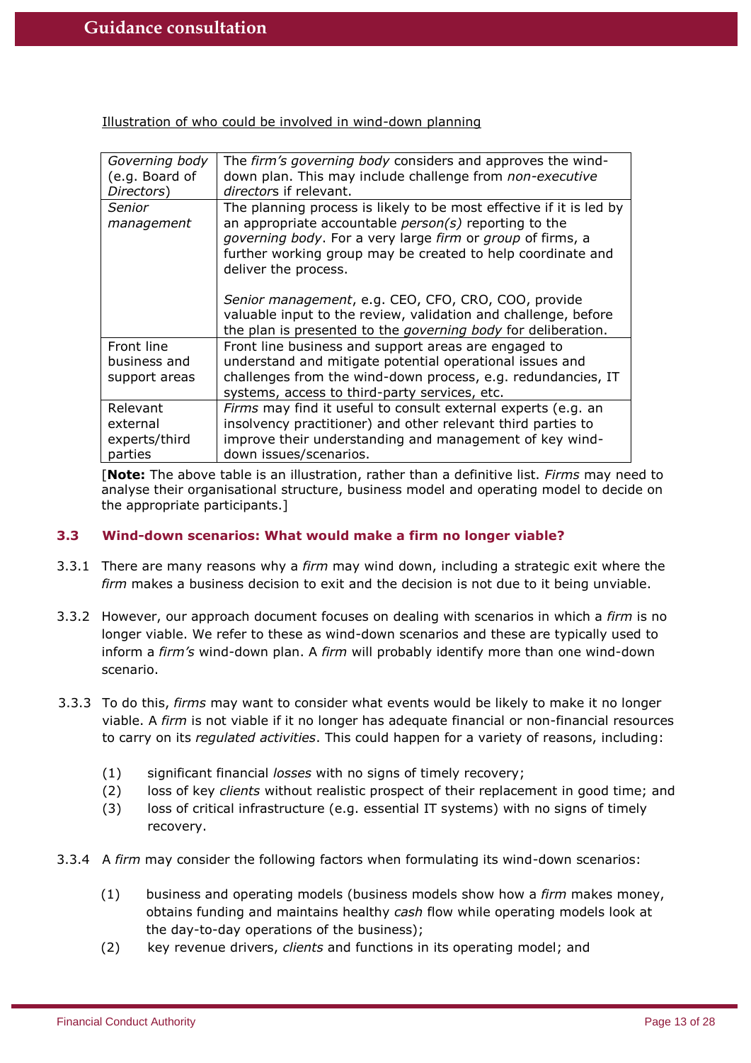Illustration of who could be involved in wind-down planning

| | |
|---|---|
| *Governing body* (e.g. Board of *Directors*) | The *firm's governing body* considers and approves the wind-down plan. This may include challenge from *non-executive directors* if relevant. |
| *Senior management* | The planning process is likely to be most effective if it is led by an appropriate accountable *person(s)* reporting to the *governing body*. For a very large *firm* or *group* of firms, a further working group may be created to help coordinate and deliver the process.<br><br>*Senior management*, e.g. CEO, CFO, CRO, COO, provide valuable input to the review, validation and challenge, before the plan is presented to the *governing body* for deliberation. |
| Front line business and support areas | Front line business and support areas are engaged to understand and mitigate potential operational issues and challenges from the wind-down process, e.g. redundancies, IT systems, access to third-party services, etc. |
| Relevant external experts/third parties | *Firms* may find it useful to consult external experts (e.g. an insolvency practitioner) and other relevant third parties to improve their understanding and management of key wind-down issues/scenarios. |

[**Note:** The above table is an illustration, rather than a definitive list. *Firms* may need to analyse their organisational structure, business model and operating model to decide on the appropriate participants.]

### 3.3 Wind-down scenarios: What would make a firm no longer viable?

3.3.1 There are many reasons why a *firm* may wind down, including a strategic exit where the *firm* makes a business decision to exit and the decision is not due to it being unviable.

3.3.2 However, our approach document focuses on dealing with scenarios in which a *firm* is no longer viable. We refer to these as wind-down scenarios and these are typically used to inform a *firm's* wind-down plan. A *firm* will probably identify more than one wind-down scenario.

3.3.3 To do this, *firms* may want to consider what events would be likely to make it no longer viable. A *firm* is not viable if it no longer has adequate financial or non-financial resources to carry on its *regulated activities*. This could happen for a variety of reasons, including:

(1) significant financial *losses* with no signs of timely recovery;
(2) loss of key *clients* without realistic prospect of their replacement in good time; and
(3) loss of critical infrastructure (e.g. essential IT systems) with no signs of timely recovery.

3.3.4 A *firm* may consider the following factors when formulating its wind-down scenarios:

(1) business and operating models (business models show how a *firm* makes money, obtains funding and maintains healthy *cash* flow while operating models look at the day-to-day operations of the business);
(2) key revenue drivers, *clients* and functions in its operating model; and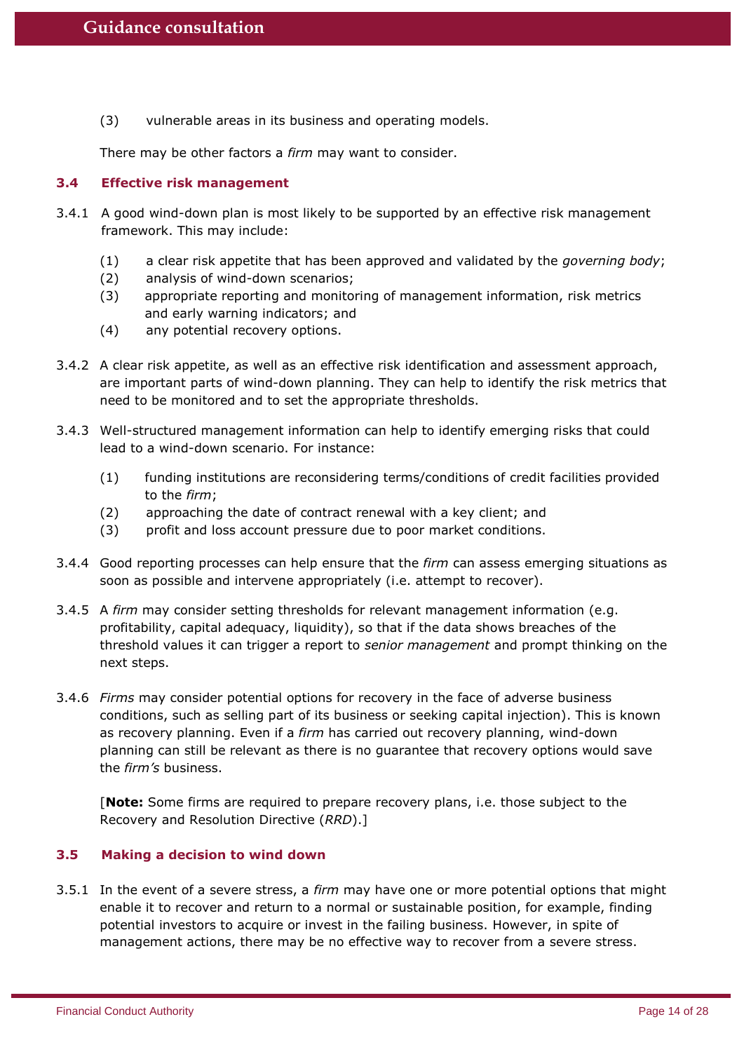(3) vulnerable areas in its business and operating models.

There may be other factors a *firm* may want to consider.

### 3.4 Effective risk management

3.4.1 A good wind-down plan is most likely to be supported by an effective risk management framework. This may include:

(1) a clear risk appetite that has been approved and validated by the *governing body*;
(2) analysis of wind-down scenarios;
(3) appropriate reporting and monitoring of management information, risk metrics and early warning indicators; and
(4) any potential recovery options.

3.4.2 A clear risk appetite, as well as an effective risk identification and assessment approach, are important parts of wind-down planning. They can help to identify the risk metrics that need to be monitored and to set the appropriate thresholds.

3.4.3 Well-structured management information can help to identify emerging risks that could lead to a wind-down scenario. For instance:

(1) funding institutions are reconsidering terms/conditions of credit facilities provided to the *firm*;
(2) approaching the date of contract renewal with a key client; and
(3) profit and loss account pressure due to poor market conditions.

3.4.4 Good reporting processes can help ensure that the *firm* can assess emerging situations as soon as possible and intervene appropriately (i.e. attempt to recover).

3.4.5 A *firm* may consider setting thresholds for relevant management information (e.g. profitability, capital adequacy, liquidity), so that if the data shows breaches of the threshold values it can trigger a report to *senior management* and prompt thinking on the next steps.

3.4.6 *Firms* may consider potential options for recovery in the face of adverse business conditions, such as selling part of its business or seeking capital injection). This is known as recovery planning. Even if a *firm* has carried out recovery planning, wind-down planning can still be relevant as there is no guarantee that recovery options would save the *firm's* business.

[**Note:** Some firms are required to prepare recovery plans, i.e. those subject to the Recovery and Resolution Directive (*RRD*).]

### 3.5 Making a decision to wind down

3.5.1 In the event of a severe stress, a *firm* may have one or more potential options that might enable it to recover and return to a normal or sustainable position, for example, finding potential investors to acquire or invest in the failing business. However, in spite of management actions, there may be no effective way to recover from a severe stress.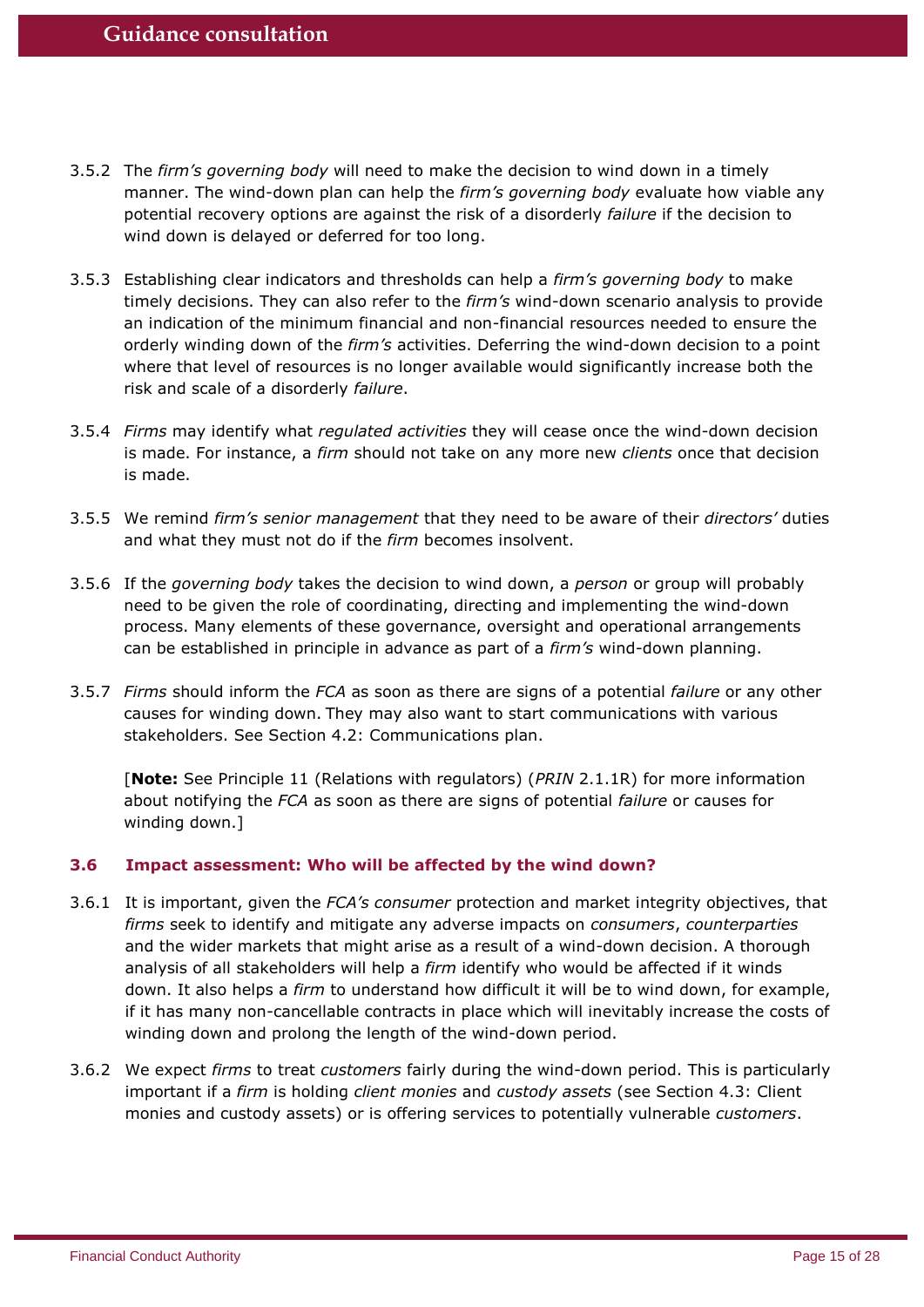3.5.2 The *firm's governing body* will need to make the decision to wind down in a timely manner. The wind-down plan can help the *firm's governing body* evaluate how viable any potential recovery options are against the risk of a disorderly *failure* if the decision to wind down is delayed or deferred for too long.

3.5.3 Establishing clear indicators and thresholds can help a *firm's governing body* to make timely decisions. They can also refer to the *firm's* wind-down scenario analysis to provide an indication of the minimum financial and non-financial resources needed to ensure the orderly winding down of the *firm's* activities. Deferring the wind-down decision to a point where that level of resources is no longer available would significantly increase both the risk and scale of a disorderly *failure*.

3.5.4 *Firms* may identify what *regulated activities* they will cease once the wind-down decision is made. For instance, a *firm* should not take on any more new *clients* once that decision is made.

3.5.5 We remind *firm's senior management* that they need to be aware of their *directors'* duties and what they must not do if the *firm* becomes insolvent.

3.5.6 If the *governing body* takes the decision to wind down, a *person* or group will probably need to be given the role of coordinating, directing and implementing the wind-down process. Many elements of these governance, oversight and operational arrangements can be established in principle in advance as part of a *firm's* wind-down planning.

3.5.7 *Firms* should inform the *FCA* as soon as there are signs of a potential *failure* or any other causes for winding down. They may also want to start communications with various stakeholders. See Section 4.2: Communications plan.

[**Note:** See Principle 11 (Relations with regulators) (*PRIN* 2.1.1R) for more information about notifying the *FCA* as soon as there are signs of potential *failure* or causes for winding down.]

### 3.6 Impact assessment: Who will be affected by the wind down?

3.6.1 It is important, given the *FCA's consumer* protection and market integrity objectives, that *firms* seek to identify and mitigate any adverse impacts on *consumers*, *counterparties* and the wider markets that might arise as a result of a wind-down decision. A thorough analysis of all stakeholders will help a *firm* identify who would be affected if it winds down. It also helps a *firm* to understand how difficult it will be to wind down, for example, if it has many non-cancellable contracts in place which will inevitably increase the costs of winding down and prolong the length of the wind-down period.

3.6.2 We expect *firms* to treat *customers* fairly during the wind-down period. This is particularly important if a *firm* is holding *client monies* and *custody assets* (see Section 4.3: Client monies and custody assets) or is offering services to potentially vulnerable *customers*.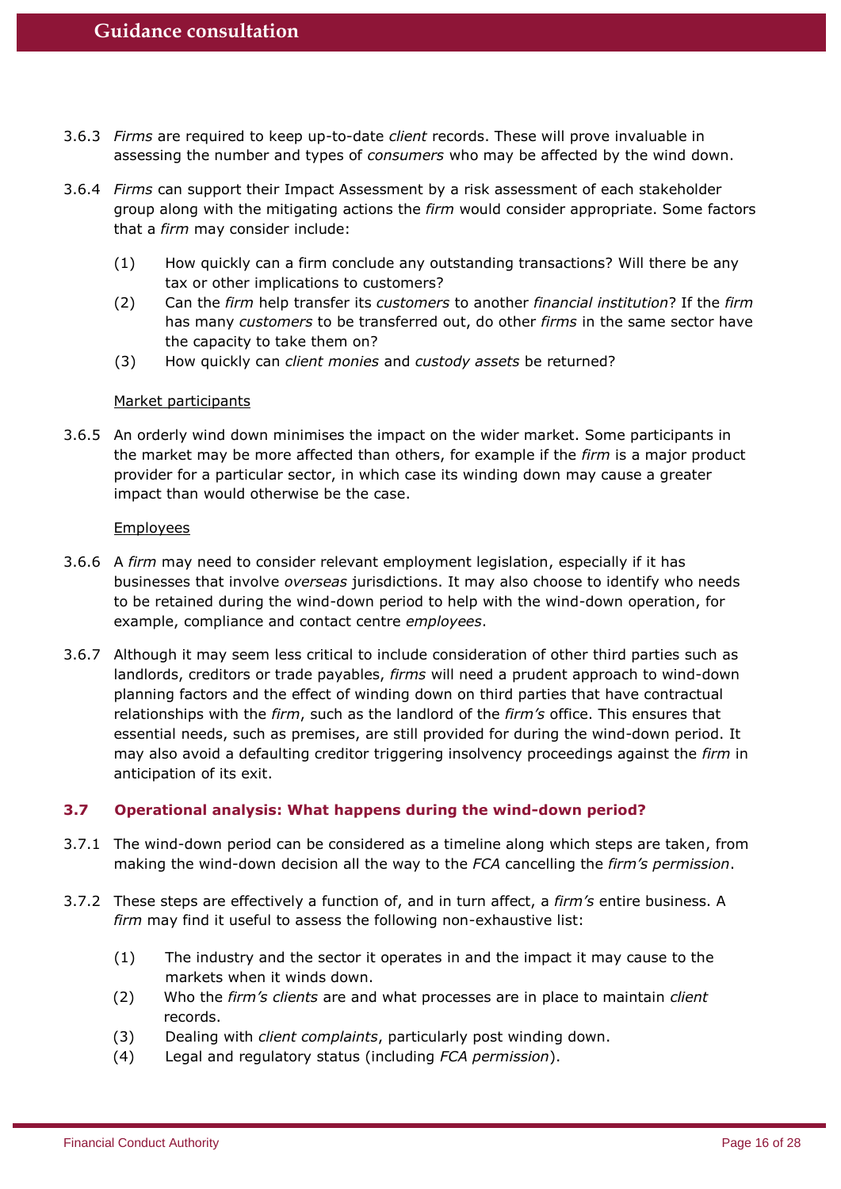3.6.3 *Firms* are required to keep up-to-date *client* records. These will prove invaluable in assessing the number and types of *consumers* who may be affected by the wind down.

3.6.4 *Firms* can support their Impact Assessment by a risk assessment of each stakeholder group along with the mitigating actions the *firm* would consider appropriate. Some factors that a *firm* may consider include:

(1) How quickly can a firm conclude any outstanding transactions? Will there be any tax or other implications to customers?

(2) Can the *firm* help transfer its *customers* to another *financial institution*? If the *firm* has many *customers* to be transferred out, do other *firms* in the same sector have the capacity to take them on?

(3) How quickly can *client monies* and *custody assets* be returned?

<u>Market participants</u>

3.6.5 An orderly wind down minimises the impact on the wider market. Some participants in the market may be more affected than others, for example if the *firm* is a major product provider for a particular sector, in which case its winding down may cause a greater impact than would otherwise be the case.

<u>Employees</u>

3.6.6 A *firm* may need to consider relevant employment legislation, especially if it has businesses that involve *overseas* jurisdictions. It may also choose to identify who needs to be retained during the wind-down period to help with the wind-down operation, for example, compliance and contact centre *employees*.

3.6.7 Although it may seem less critical to include consideration of other third parties such as landlords, creditors or trade payables, *firms* will need a prudent approach to wind-down planning factors and the effect of winding down on third parties that have contractual relationships with the *firm*, such as the landlord of the *firm's* office. This ensures that essential needs, such as premises, are still provided for during the wind-down period. It may also avoid a defaulting creditor triggering insolvency proceedings against the *firm* in anticipation of its exit.

### 3.7 Operational analysis: What happens during the wind-down period?

3.7.1 The wind-down period can be considered as a timeline along which steps are taken, from making the wind-down decision all the way to the *FCA* cancelling the *firm's permission*.

3.7.2 These steps are effectively a function of, and in turn affect, a *firm's* entire business. A *firm* may find it useful to assess the following non-exhaustive list:

(1) The industry and the sector it operates in and the impact it may cause to the markets when it winds down.

(2) Who the *firm's clients* are and what processes are in place to maintain *client* records.

(3) Dealing with *client complaints*, particularly post winding down.

(4) Legal and regulatory status (including *FCA permission*).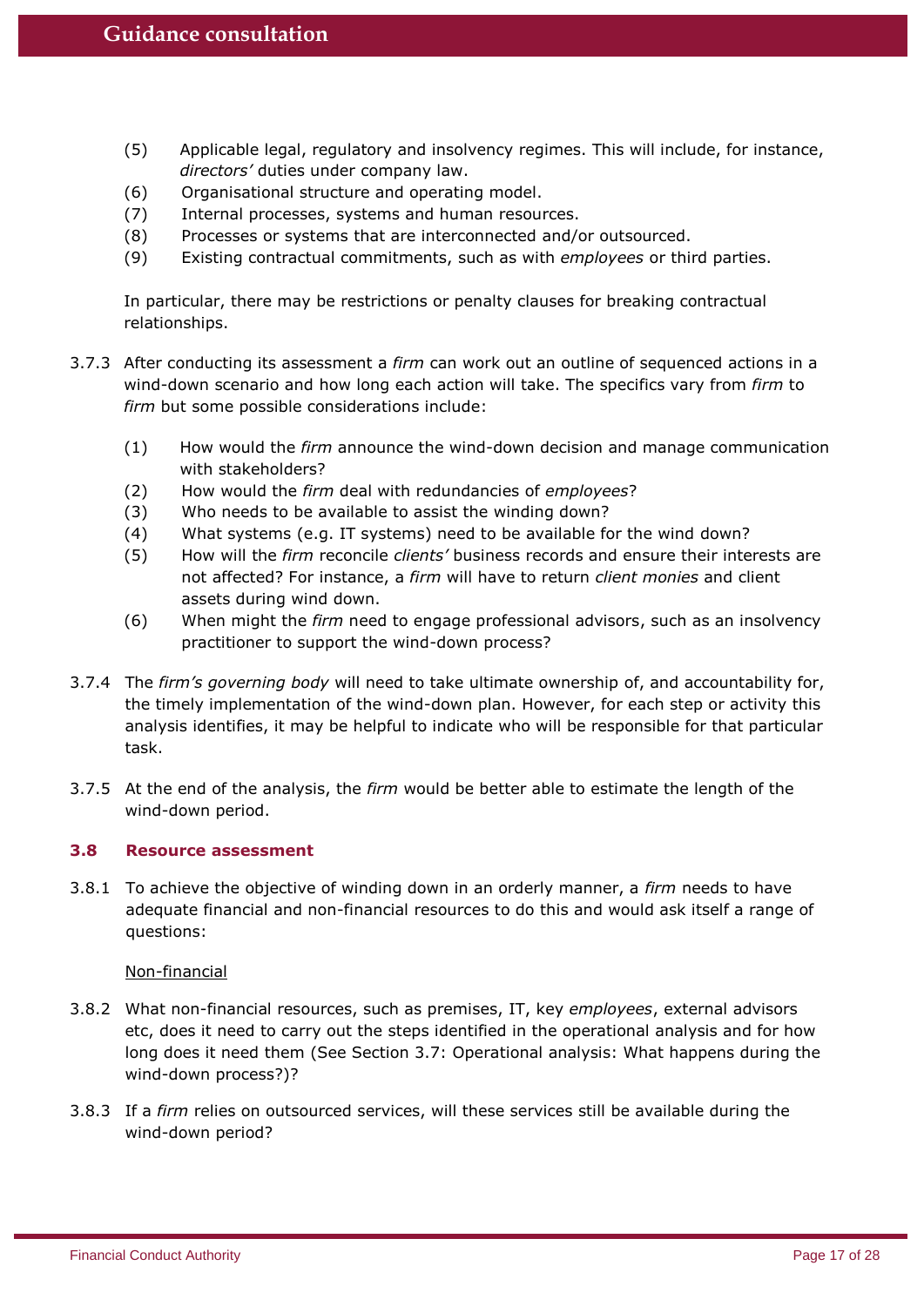(5) Applicable legal, regulatory and insolvency regimes. This will include, for instance, *directors'* duties under company law.

(6) Organisational structure and operating model.

(7) Internal processes, systems and human resources.

(8) Processes or systems that are interconnected and/or outsourced.

(9) Existing contractual commitments, such as with *employees* or third parties.

In particular, there may be restrictions or penalty clauses for breaking contractual relationships.

3.7.3 After conducting its assessment a *firm* can work out an outline of sequenced actions in a wind-down scenario and how long each action will take. The specifics vary from *firm* to *firm* but some possible considerations include:

(1) How would the *firm* announce the wind-down decision and manage communication with stakeholders?

(2) How would the *firm* deal with redundancies of *employees*?

(3) Who needs to be available to assist the winding down?

(4) What systems (e.g. IT systems) need to be available for the wind down?

(5) How will the *firm* reconcile *clients'* business records and ensure their interests are not affected? For instance, a *firm* will have to return *client monies* and client assets during wind down.

(6) When might the *firm* need to engage professional advisors, such as an insolvency practitioner to support the wind-down process?

3.7.4 The *firm's governing body* will need to take ultimate ownership of, and accountability for, the timely implementation of the wind-down plan. However, for each step or activity this analysis identifies, it may be helpful to indicate who will be responsible for that particular task.

3.7.5 At the end of the analysis, the *firm* would be better able to estimate the length of the wind-down period.

### 3.8 Resource assessment

3.8.1 To achieve the objective of winding down in an orderly manner, a *firm* needs to have adequate financial and non-financial resources to do this and would ask itself a range of questions:

<u>Non-financial</u>

3.8.2 What non-financial resources, such as premises, IT, key *employees*, external advisors etc, does it need to carry out the steps identified in the operational analysis and for how long does it need them (See Section 3.7: Operational analysis: What happens during the wind-down process?)?

3.8.3 If a *firm* relies on outsourced services, will these services still be available during the wind-down period?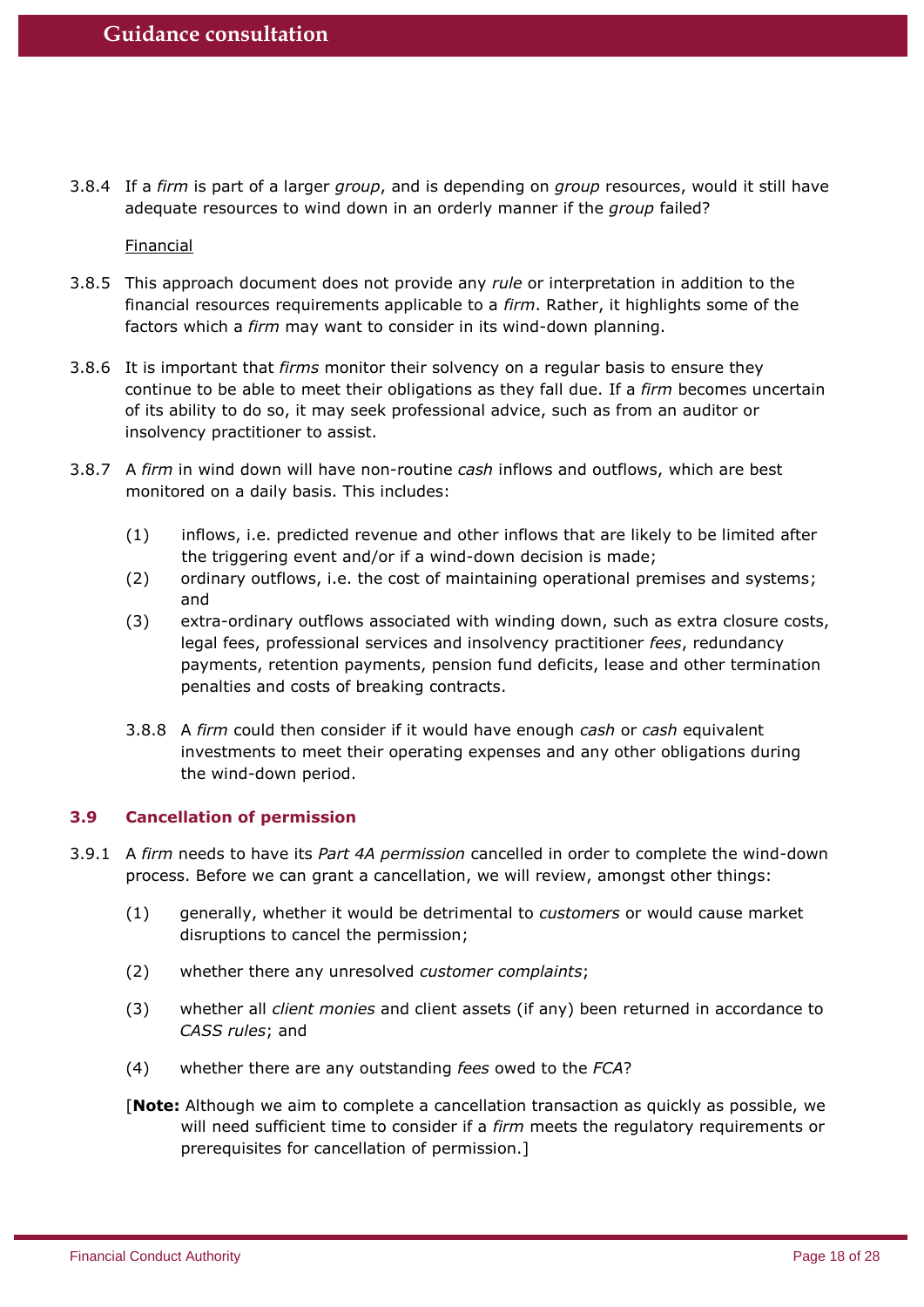3.8.4 If a *firm* is part of a larger *group*, and is depending on *group* resources, would it still have adequate resources to wind down in an orderly manner if the *group* failed?

Financial

3.8.5 This approach document does not provide any *rule* or interpretation in addition to the financial resources requirements applicable to a *firm*. Rather, it highlights some of the factors which a *firm* may want to consider in its wind-down planning.

3.8.6 It is important that *firms* monitor their solvency on a regular basis to ensure they continue to be able to meet their obligations as they fall due. If a *firm* becomes uncertain of its ability to do so, it may seek professional advice, such as from an auditor or insolvency practitioner to assist.

3.8.7 A *firm* in wind down will have non-routine *cash* inflows and outflows, which are best monitored on a daily basis. This includes:

(1) inflows, i.e. predicted revenue and other inflows that are likely to be limited after the triggering event and/or if a wind-down decision is made;

(2) ordinary outflows, i.e. the cost of maintaining operational premises and systems; and

(3) extra-ordinary outflows associated with winding down, such as extra closure costs, legal fees, professional services and insolvency practitioner *fees*, redundancy payments, retention payments, pension fund deficits, lease and other termination penalties and costs of breaking contracts.

3.8.8 A *firm* could then consider if it would have enough *cash* or *cash* equivalent investments to meet their operating expenses and any other obligations during the wind-down period.

### 3.9 Cancellation of permission

3.9.1 A *firm* needs to have its *Part 4A permission* cancelled in order to complete the wind-down process. Before we can grant a cancellation, we will review, amongst other things:

(1) generally, whether it would be detrimental to *customers* or would cause market disruptions to cancel the permission;

(2) whether there any unresolved *customer complaints*;

(3) whether all *client monies* and client assets (if any) been returned in accordance to *CASS rules*; and

(4) whether there are any outstanding *fees* owed to the *FCA*?

[**Note:** Although we aim to complete a cancellation transaction as quickly as possible, we will need sufficient time to consider if a *firm* meets the regulatory requirements or prerequisites for cancellation of permission.]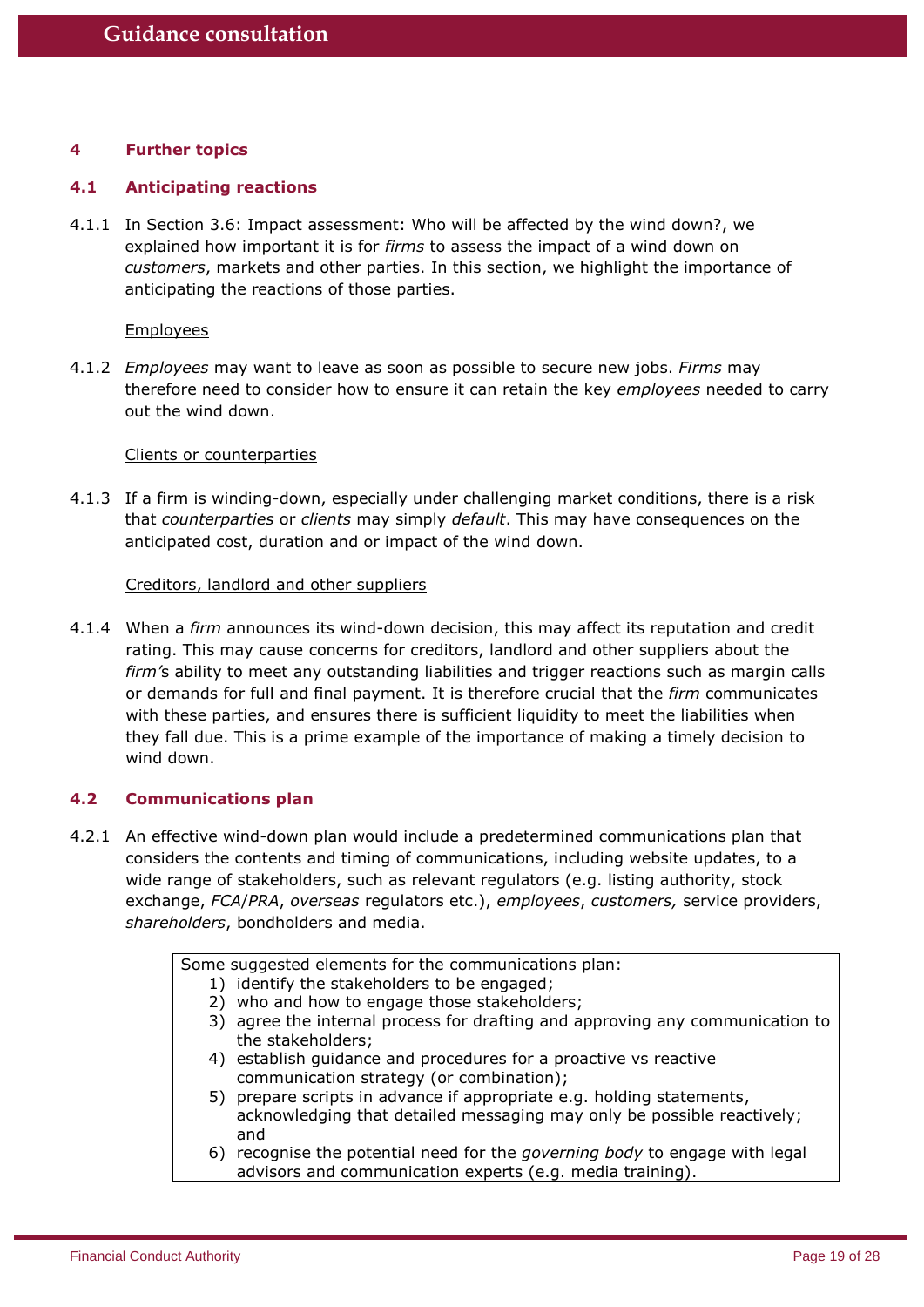## 4 Further topics

### 4.1 Anticipating reactions

4.1.1 In Section 3.6: Impact assessment: Who will be affected by the wind down?, we explained how important it is for *firms* to assess the impact of a wind down on *customers*, markets and other parties. In this section, we highlight the importance of anticipating the reactions of those parties.

Employees

4.1.2 *Employees* may want to leave as soon as possible to secure new jobs. *Firms* may therefore need to consider how to ensure it can retain the key *employees* needed to carry out the wind down.

Clients or counterparties

4.1.3 If a firm is winding-down, especially under challenging market conditions, there is a risk that *counterparties* or *clients* may simply *default*. This may have consequences on the anticipated cost, duration and or impact of the wind down.

Creditors, landlord and other suppliers

4.1.4 When a *firm* announces its wind-down decision, this may affect its reputation and credit rating. This may cause concerns for creditors, landlord and other suppliers about the *firm's* ability to meet any outstanding liabilities and trigger reactions such as margin calls or demands for full and final payment. It is therefore crucial that the *firm* communicates with these parties, and ensures there is sufficient liquidity to meet the liabilities when they fall due. This is a prime example of the importance of making a timely decision to wind down.

### 4.2 Communications plan

4.2.1 An effective wind-down plan would include a predetermined communications plan that considers the contents and timing of communications, including website updates, to a wide range of stakeholders, such as relevant regulators (e.g. listing authority, stock exchange, *FCA*/*PRA*, *overseas* regulators etc.), *employees*, *customers,* service providers, *shareholders*, bondholders and media.

> Some suggested elements for the communications plan:
>
> 1) identify the stakeholders to be engaged;
> 2) who and how to engage those stakeholders;
> 3) agree the internal process for drafting and approving any communication to the stakeholders;
> 4) establish guidance and procedures for a proactive vs reactive communication strategy (or combination);
> 5) prepare scripts in advance if appropriate e.g. holding statements, acknowledging that detailed messaging may only be possible reactively; and
> 6) recognise the potential need for the *governing body* to engage with legal advisors and communication experts (e.g. media training).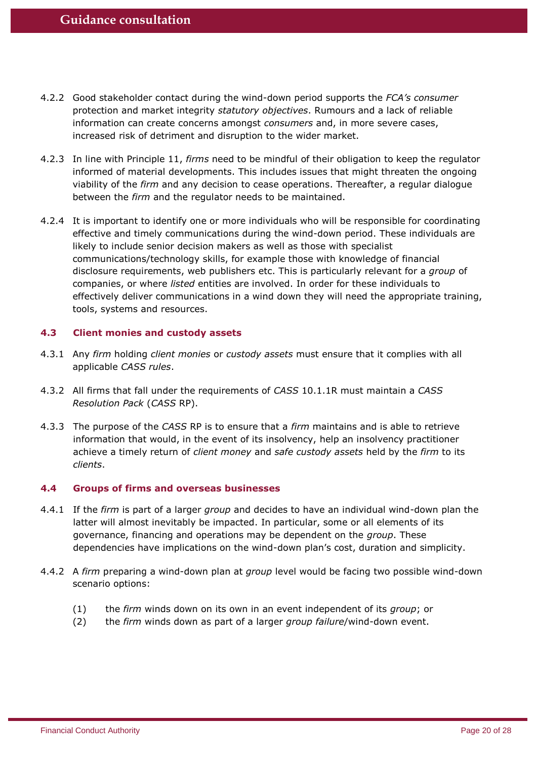4.2.2 Good stakeholder contact during the wind-down period supports the *FCA's consumer* protection and market integrity *statutory objectives*. Rumours and a lack of reliable information can create concerns amongst *consumers* and, in more severe cases, increased risk of detriment and disruption to the wider market.

4.2.3 In line with Principle 11, *firms* need to be mindful of their obligation to keep the regulator informed of material developments. This includes issues that might threaten the ongoing viability of the *firm* and any decision to cease operations. Thereafter, a regular dialogue between the *firm* and the regulator needs to be maintained.

4.2.4 It is important to identify one or more individuals who will be responsible for coordinating effective and timely communications during the wind-down period. These individuals are likely to include senior decision makers as well as those with specialist communications/technology skills, for example those with knowledge of financial disclosure requirements, web publishers etc. This is particularly relevant for a *group* of companies, or where *listed* entities are involved. In order for these individuals to effectively deliver communications in a wind down they will need the appropriate training, tools, systems and resources.

### 4.3 Client monies and custody assets

4.3.1 Any *firm* holding *client monies* or *custody assets* must ensure that it complies with all applicable *CASS rules*.

4.3.2 All firms that fall under the requirements of *CASS* 10.1.1R must maintain a *CASS Resolution Pack* (*CASS* RP).

4.3.3 The purpose of the *CASS* RP is to ensure that a *firm* maintains and is able to retrieve information that would, in the event of its insolvency, help an insolvency practitioner achieve a timely return of *client money* and *safe custody assets* held by the *firm* to its *clients*.

### 4.4 Groups of firms and overseas businesses

4.4.1 If the *firm* is part of a larger *group* and decides to have an individual wind-down plan the latter will almost inevitably be impacted. In particular, some or all elements of its governance, financing and operations may be dependent on the *group*. These dependencies have implications on the wind-down plan's cost, duration and simplicity.

4.4.2 A *firm* preparing a wind-down plan at *group* level would be facing two possible wind-down scenario options:

(1) the *firm* winds down on its own in an event independent of its *group*; or
(2) the *firm* winds down as part of a larger *group failure*/wind-down event.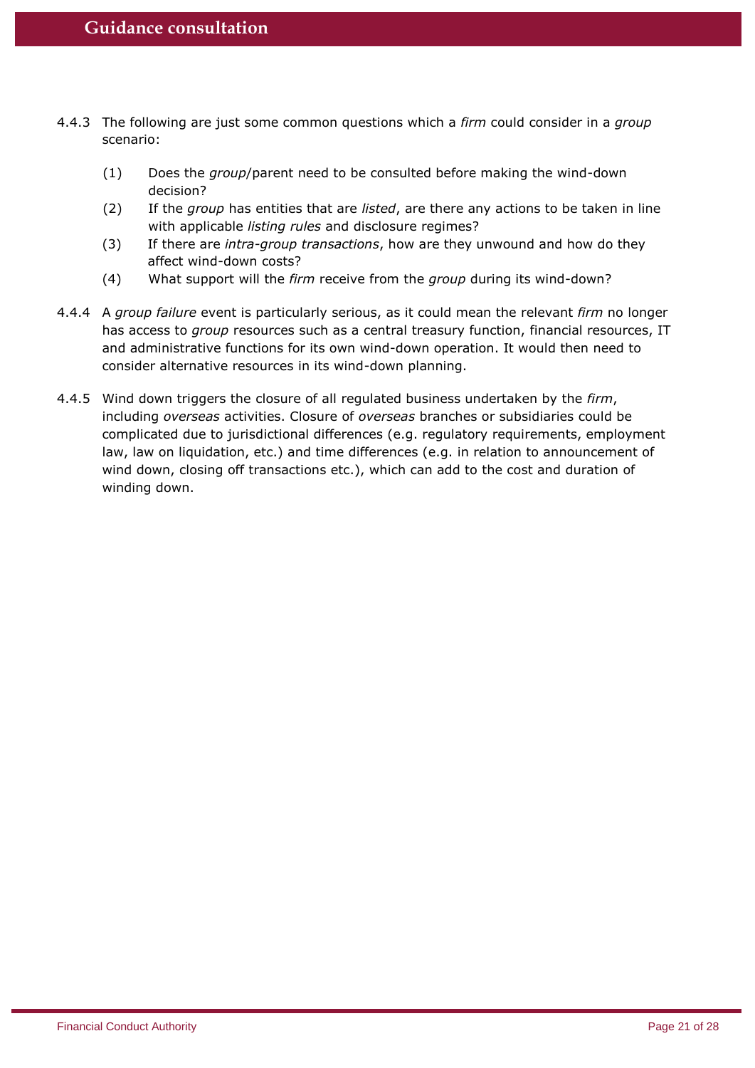4.4.3 The following are just some common questions which a *firm* could consider in a *group* scenario:

(1) Does the *group*/parent need to be consulted before making the wind-down decision?

(2) If the *group* has entities that are *listed*, are there any actions to be taken in line with applicable *listing rules* and disclosure regimes?

(3) If there are *intra-group transactions*, how are they unwound and how do they affect wind-down costs?

(4) What support will the *firm* receive from the *group* during its wind-down?

4.4.4 A *group failure* event is particularly serious, as it could mean the relevant *firm* no longer has access to *group* resources such as a central treasury function, financial resources, IT and administrative functions for its own wind-down operation. It would then need to consider alternative resources in its wind-down planning.

4.4.5 Wind down triggers the closure of all regulated business undertaken by the *firm*, including *overseas* activities. Closure of *overseas* branches or subsidiaries could be complicated due to jurisdictional differences (e.g. regulatory requirements, employment law, law on liquidation, etc.) and time differences (e.g. in relation to announcement of wind down, closing off transactions etc.), which can add to the cost and duration of winding down.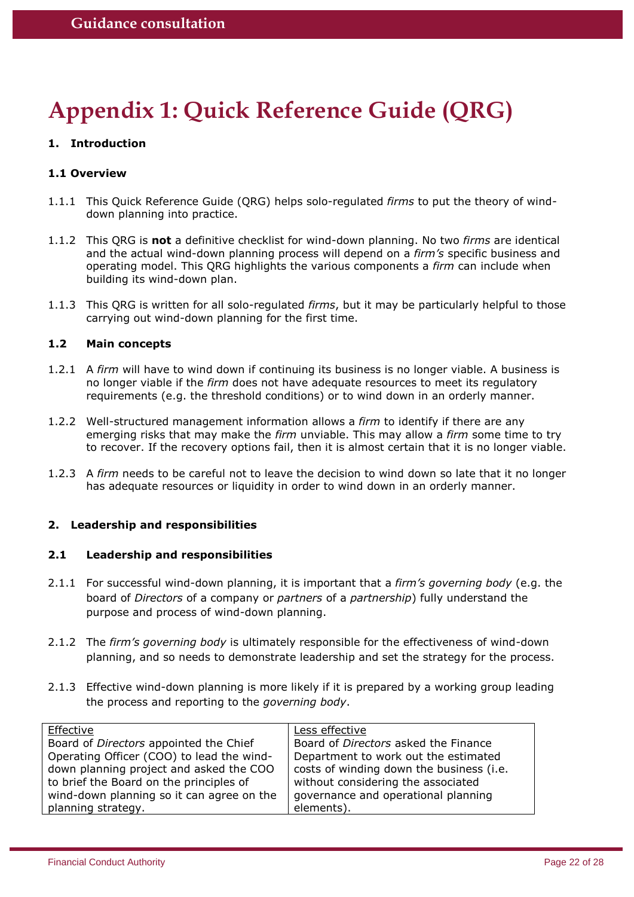# Appendix 1: Quick Reference Guide (QRG)

**1. Introduction**

**1.1 Overview**

1.1.1 This Quick Reference Guide (QRG) helps solo-regulated *firms* to put the theory of wind-down planning into practice.

1.1.2 This QRG is **not** a definitive checklist for wind-down planning. No two *firms* are identical and the actual wind-down planning process will depend on a *firm's* specific business and operating model. This QRG highlights the various components a *firm* can include when building its wind-down plan.

1.1.3 This QRG is written for all solo-regulated *firms*, but it may be particularly helpful to those carrying out wind-down planning for the first time.

**1.2 Main concepts**

1.2.1 A *firm* will have to wind down if continuing its business is no longer viable. A business is no longer viable if the *firm* does not have adequate resources to meet its regulatory requirements (e.g. the threshold conditions) or to wind down in an orderly manner.

1.2.2 Well-structured management information allows a *firm* to identify if there are any emerging risks that may make the *firm* unviable. This may allow a *firm* some time to try to recover. If the recovery options fail, then it is almost certain that it is no longer viable.

1.2.3 A *firm* needs to be careful not to leave the decision to wind down so late that it no longer has adequate resources or liquidity in order to wind down in an orderly manner.

**2. Leadership and responsibilities**

**2.1 Leadership and responsibilities**

2.1.1 For successful wind-down planning, it is important that a *firm's governing body* (e.g. the board of *Directors* of a company or *partners* of a *partnership*) fully understand the purpose and process of wind-down planning.

2.1.2 The *firm's governing body* is ultimately responsible for the effectiveness of wind-down planning, and so needs to demonstrate leadership and set the strategy for the process.

2.1.3 Effective wind-down planning is more likely if it is prepared by a working group leading the process and reporting to the *governing body*.

| Effective | Less effective |
|---|---|
| Board of *Directors* appointed the Chief Operating Officer (COO) to lead the wind-down planning project and asked the COO to brief the Board on the principles of wind-down planning so it can agree on the planning strategy. | Board of *Directors* asked the Finance Department to work out the estimated costs of winding down the business (i.e. without considering the associated governance and operational planning elements). |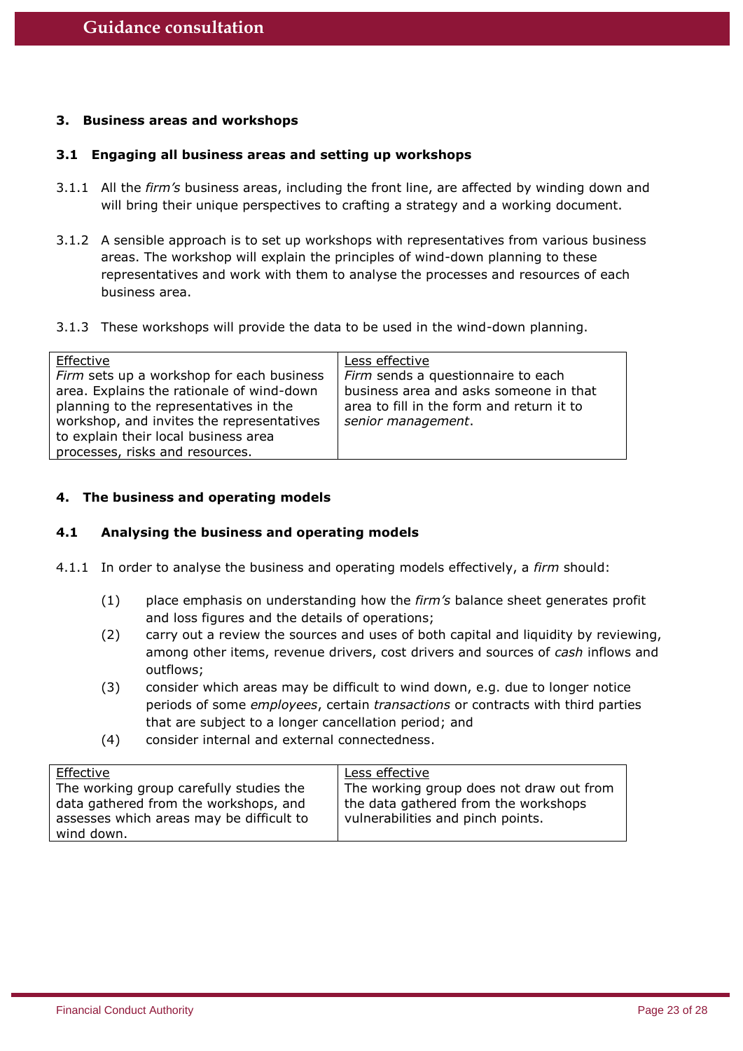## 3. Business areas and workshops

### 3.1 Engaging all business areas and setting up workshops

3.1.1 All the *firm's* business areas, including the front line, are affected by winding down and will bring their unique perspectives to crafting a strategy and a working document.

3.1.2 A sensible approach is to set up workshops with representatives from various business areas. The workshop will explain the principles of wind-down planning to these representatives and work with them to analyse the processes and resources of each business area.

3.1.3 These workshops will provide the data to be used in the wind-down planning.

| Effective | Less effective |
| --- | --- |
| *Firm* sets up a workshop for each business area. Explains the rationale of wind-down planning to the representatives in the workshop, and invites the representatives to explain their local business area processes, risks and resources. | *Firm* sends a questionnaire to each business area and asks someone in that area to fill in the form and return it to *senior management*. |

## 4. The business and operating models

### 4.1 Analysing the business and operating models

4.1.1 In order to analyse the business and operating models effectively, a *firm* should:

(1) place emphasis on understanding how the *firm's* balance sheet generates profit and loss figures and the details of operations;

(2) carry out a review the sources and uses of both capital and liquidity by reviewing, among other items, revenue drivers, cost drivers and sources of *cash* inflows and outflows;

(3) consider which areas may be difficult to wind down, e.g. due to longer notice periods of some *employees*, certain *transactions* or contracts with third parties that are subject to a longer cancellation period; and

(4) consider internal and external connectedness.

| Effective | Less effective |
| --- | --- |
| The working group carefully studies the data gathered from the workshops, and assesses which areas may be difficult to wind down. | The working group does not draw out from the data gathered from the workshops vulnerabilities and pinch points. |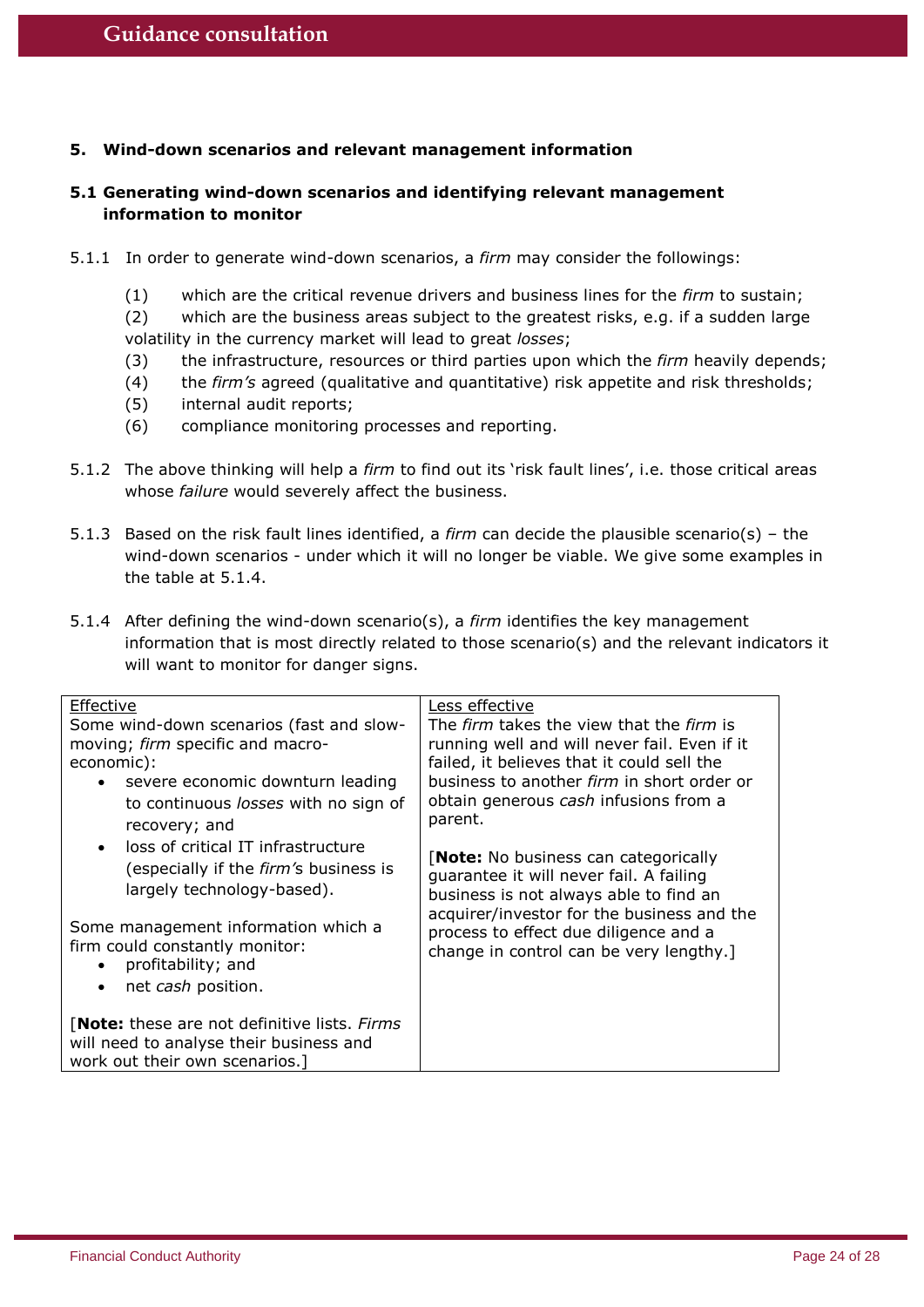## 5. Wind-down scenarios and relevant management information

### 5.1 Generating wind-down scenarios and identifying relevant management information to monitor

5.1.1 In order to generate wind-down scenarios, a *firm* may consider the followings:

(1) which are the critical revenue drivers and business lines for the *firm* to sustain;
(2) which are the business areas subject to the greatest risks, e.g. if a sudden large volatility in the currency market will lead to great *losses*;
(3) the infrastructure, resources or third parties upon which the *firm* heavily depends;
(4) the *firm's* agreed (qualitative and quantitative) risk appetite and risk thresholds;
(5) internal audit reports;
(6) compliance monitoring processes and reporting.

5.1.2 The above thinking will help a *firm* to find out its 'risk fault lines', i.e. those critical areas whose *failure* would severely affect the business.

5.1.3 Based on the risk fault lines identified, a *firm* can decide the plausible scenario(s) – the wind-down scenarios - under which it will no longer be viable. We give some examples in the table at 5.1.4.

5.1.4 After defining the wind-down scenario(s), a *firm* identifies the key management information that is most directly related to those scenario(s) and the relevant indicators it will want to monitor for danger signs.

| Effective | Less effective |
|---|---|
| Some wind-down scenarios (fast and slow-moving; *firm* specific and macro-economic):<br>• severe economic downturn leading to continuous *losses* with no sign of recovery; and<br>• loss of critical IT infrastructure (especially if the *firm's* business is largely technology-based).<br><br>Some management information which a firm could constantly monitor:<br>• profitability; and<br>• net *cash* position.<br><br>[**Note:** these are not definitive lists. *Firms* will need to analyse their business and work out their own scenarios.] | The *firm* takes the view that the *firm* is running well and will never fail. Even if it failed, it believes that it could sell the business to another *firm* in short order or obtain generous *cash* infusions from a parent.<br><br>[**Note:** No business can categorically guarantee it will never fail. A failing business is not always able to find an acquirer/investor for the business and the process to effect due diligence and a change in control can be very lengthy.] |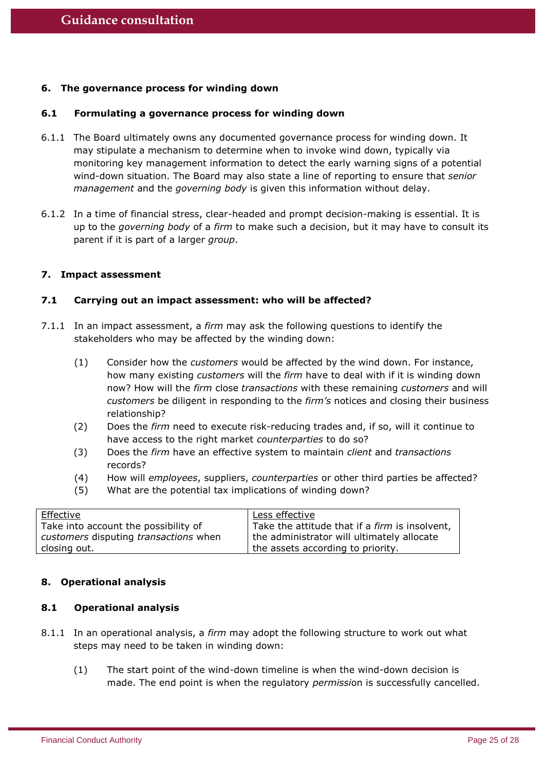**6. The governance process for winding down**

**6.1 Formulating a governance process for winding down**

6.1.1 The Board ultimately owns any documented governance process for winding down. It may stipulate a mechanism to determine when to invoke wind down, typically via monitoring key management information to detect the early warning signs of a potential wind-down situation. The Board may also state a line of reporting to ensure that *senior management* and the *governing body* is given this information without delay.

6.1.2 In a time of financial stress, clear-headed and prompt decision-making is essential. It is up to the *governing body* of a *firm* to make such a decision, but it may have to consult its parent if it is part of a larger *group*.

**7. Impact assessment**

**7.1 Carrying out an impact assessment: who will be affected?**

7.1.1 In an impact assessment, a *firm* may ask the following questions to identify the stakeholders who may be affected by the winding down:

(1) Consider how the *customers* would be affected by the wind down. For instance, how many existing *customers* will the *firm* have to deal with if it is winding down now? How will the *firm* close *transactions* with these remaining *customers* and will *customers* be diligent in responding to the *firm's* notices and closing their business relationship?

(2) Does the *firm* need to execute risk-reducing trades and, if so, will it continue to have access to the right market *counterparties* to do so?

(3) Does the *firm* have an effective system to maintain *client* and *transactions* records?

(4) How will *employees*, suppliers, *counterparties* or other third parties be affected?

(5) What are the potential tax implications of winding down?

| Effective | Less effective |
|---|---|
| Take into account the possibility of *customers* disputing *transactions* when closing out. | Take the attitude that if a *firm* is insolvent, the administrator will ultimately allocate the assets according to priority. |

**8. Operational analysis**

**8.1 Operational analysis**

8.1.1 In an operational analysis, a *firm* may adopt the following structure to work out what steps may need to be taken in winding down:

(1) The start point of the wind-down timeline is when the wind-down decision is made. The end point is when the regulatory *permission* is successfully cancelled.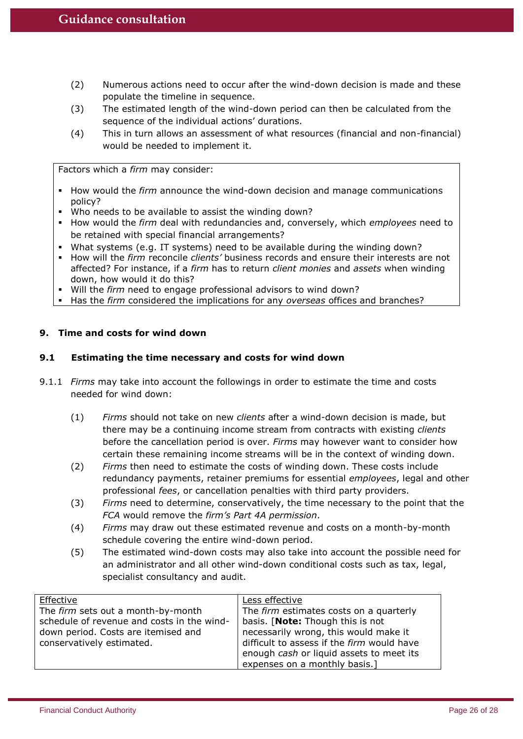(2) Numerous actions need to occur after the wind-down decision is made and these populate the timeline in sequence.

(3) The estimated length of the wind-down period can then be calculated from the sequence of the individual actions' durations.

(4) This in turn allows an assessment of what resources (financial and non-financial) would be needed to implement it.

| Factors which a *firm* may consider: |
|---|
| ▪ How would the *firm* announce the wind-down decision and manage communications policy?<br>▪ Who needs to be available to assist the winding down?<br>▪ How would the *firm* deal with redundancies and, conversely, which *employees* need to be retained with special financial arrangements?<br>▪ What systems (e.g. IT systems) need to be available during the winding down?<br>▪ How will the *firm* reconcile *clients'* business records and ensure their interests are not affected? For instance, if a *firm* has to return *client monies* and *assets* when winding down, how would it do this?<br>▪ Will the *firm* need to engage professional advisors to wind down?<br>▪ Has the *firm* considered the implications for any *overseas* offices and branches? |

## 9. Time and costs for wind down

### 9.1 Estimating the time necessary and costs for wind down

9.1.1 *Firms* may take into account the followings in order to estimate the time and costs needed for wind down:

(1) *Firms* should not take on new *clients* after a wind-down decision is made, but there may be a continuing income stream from contracts with existing *clients* before the cancellation period is over. *Firms* may however want to consider how certain these remaining income streams will be in the context of winding down.

(2) *Firms* then need to estimate the costs of winding down. These costs include redundancy payments, retainer premiums for essential *employees*, legal and other professional *fees*, or cancellation penalties with third party providers.

(3) *Firms* need to determine, conservatively, the time necessary to the point that the *FCA* would remove the *firm's Part 4A permission*.

(4) *Firms* may draw out these estimated revenue and costs on a month-by-month schedule covering the entire wind-down period.

(5) The estimated wind-down costs may also take into account the possible need for an administrator and all other wind-down conditional costs such as tax, legal, specialist consultancy and audit.

| Effective | Less effective |
|---|---|
| The *firm* sets out a month-by-month schedule of revenue and costs in the wind-down period. Costs are itemised and conservatively estimated. | The *firm* estimates costs on a quarterly basis. [**Note:** Though this is not necessarily wrong, this would make it difficult to assess if the *firm* would have enough *cash* or liquid assets to meet its expenses on a monthly basis.] |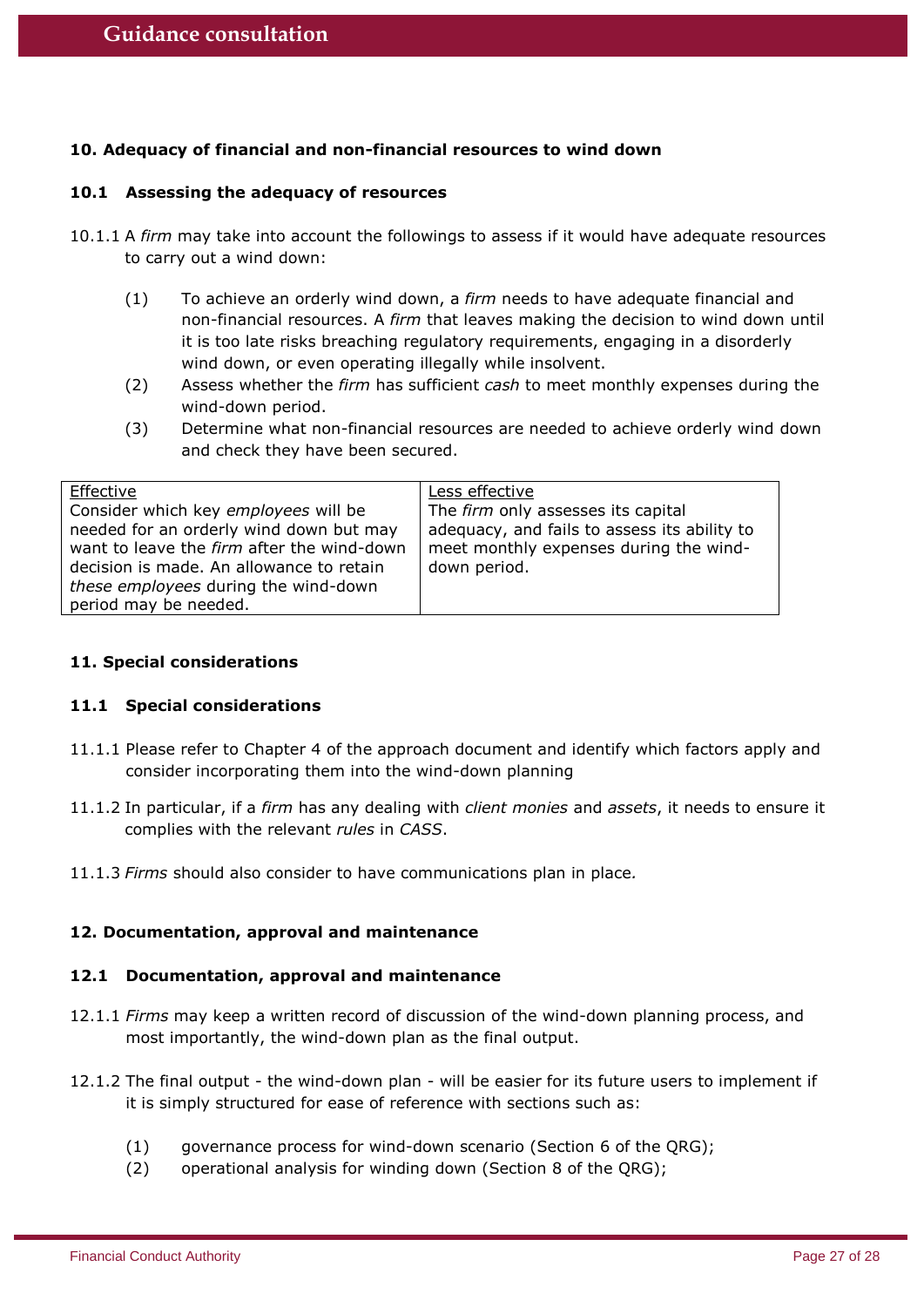### 10. Adequacy of financial and non-financial resources to wind down

#### 10.1 Assessing the adequacy of resources

10.1.1 A *firm* may take into account the followings to assess if it would have adequate resources to carry out a wind down:

(1) To achieve an orderly wind down, a *firm* needs to have adequate financial and non-financial resources. A *firm* that leaves making the decision to wind down until it is too late risks breaching regulatory requirements, engaging in a disorderly wind down, or even operating illegally while insolvent.

(2) Assess whether the *firm* has sufficient *cash* to meet monthly expenses during the wind-down period.

(3) Determine what non-financial resources are needed to achieve orderly wind down and check they have been secured.

| Effective | Less effective |
| --- | --- |
| Consider which key *employees* will be needed for an orderly wind down but may want to leave the *firm* after the wind-down decision is made. An allowance to retain *these employees* during the wind-down period may be needed. | The *firm* only assesses its capital adequacy, and fails to assess its ability to meet monthly expenses during the wind-down period. |

### 11. Special considerations

#### 11.1 Special considerations

11.1.1 Please refer to Chapter 4 of the approach document and identify which factors apply and consider incorporating them into the wind-down planning

11.1.2 In particular, if a *firm* has any dealing with *client monies* and *assets*, it needs to ensure it complies with the relevant *rules* in *CASS*.

11.1.3 *Firms* should also consider to have communications plan in place.

### 12. Documentation, approval and maintenance

#### 12.1 Documentation, approval and maintenance

12.1.1 *Firms* may keep a written record of discussion of the wind-down planning process, and most importantly, the wind-down plan as the final output.

12.1.2 The final output - the wind-down plan - will be easier for its future users to implement if it is simply structured for ease of reference with sections such as:

(1) governance process for wind-down scenario (Section 6 of the QRG);

(2) operational analysis for winding down (Section 8 of the QRG);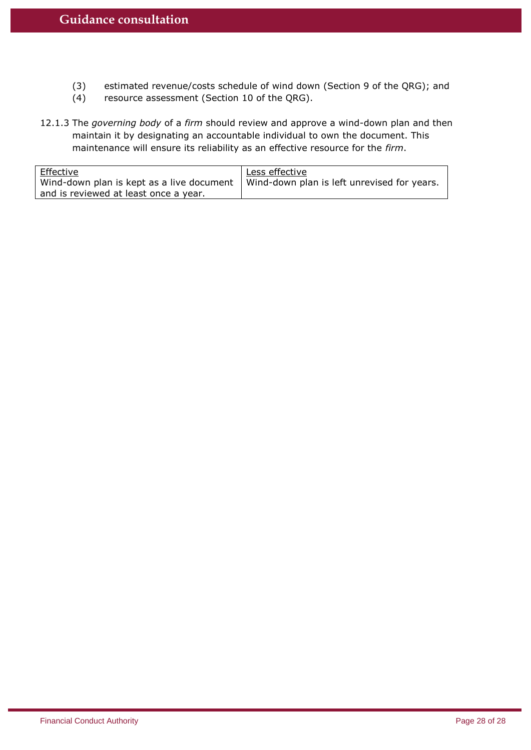(3) estimated revenue/costs schedule of wind down (Section 9 of the QRG); and

(4) resource assessment (Section 10 of the QRG).

12.1.3 The *governing body* of a *firm* should review and approve a wind-down plan and then maintain it by designating an accountable individual to own the document. This maintenance will ensure its reliability as an effective resource for the *firm*.

| Effective | Less effective |
| --- | --- |
| Wind-down plan is kept as a live document and is reviewed at least once a year. | Wind-down plan is left unrevised for years. |